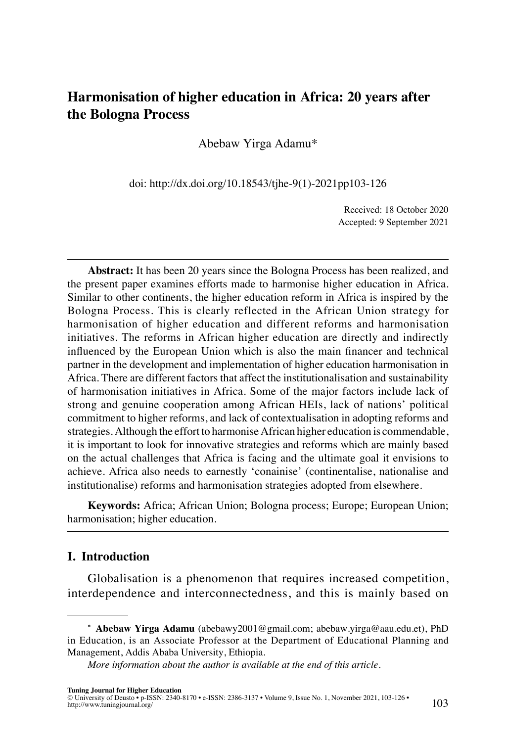# Harmonisation of higher education in Africa: 20 years after the Bologna Process

Abebaw Yirga Adamu*

doi: http://dx.doi.org/10.18543/tjhe-9(1)-2021pp103-126

Received: 18 October 2020
Accepted: 9 September 2021

**Abstract:** It has been 20 years since the Bologna Process has been realized, and the present paper examines efforts made to harmonise higher education in Africa. Similar to other continents, the higher education reform in Africa is inspired by the Bologna Process. This is clearly reflected in the African Union strategy for harmonisation of higher education and different reforms and harmonisation initiatives. The reforms in African higher education are directly and indirectly influenced by the European Union which is also the main financer and technical partner in the development and implementation of higher education harmonisation in Africa. There are different factors that affect the institutionalisation and sustainability of harmonisation initiatives in Africa. Some of the major factors include lack of strong and genuine cooperation among African HEIs, lack of nations' political commitment to higher reforms, and lack of contextualisation in adopting reforms and strategies. Although the effort to harmonise African higher education is commendable, it is important to look for innovative strategies and reforms which are mainly based on the actual challenges that Africa is facing and the ultimate goal it envisions to achieve. Africa also needs to earnestly 'conainise' (continentalise, nationalise and institutionalise) reforms and harmonisation strategies adopted from elsewhere.

**Keywords:** Africa; African Union; Bologna process; Europe; European Union; harmonisation; higher education.

## I. Introduction

Globalisation is a phenomenon that requires increased competition, interdependence and interconnectedness, and this is mainly based on

---

\* **Abebaw Yirga Adamu** (abebawy2001@gmail.com; abebaw.yirga@aau.edu.et), PhD in Education, is an Associate Professor at the Department of Educational Planning and Management, Addis Ababa University, Ethiopia.

*More information about the author is available at the end of this article.*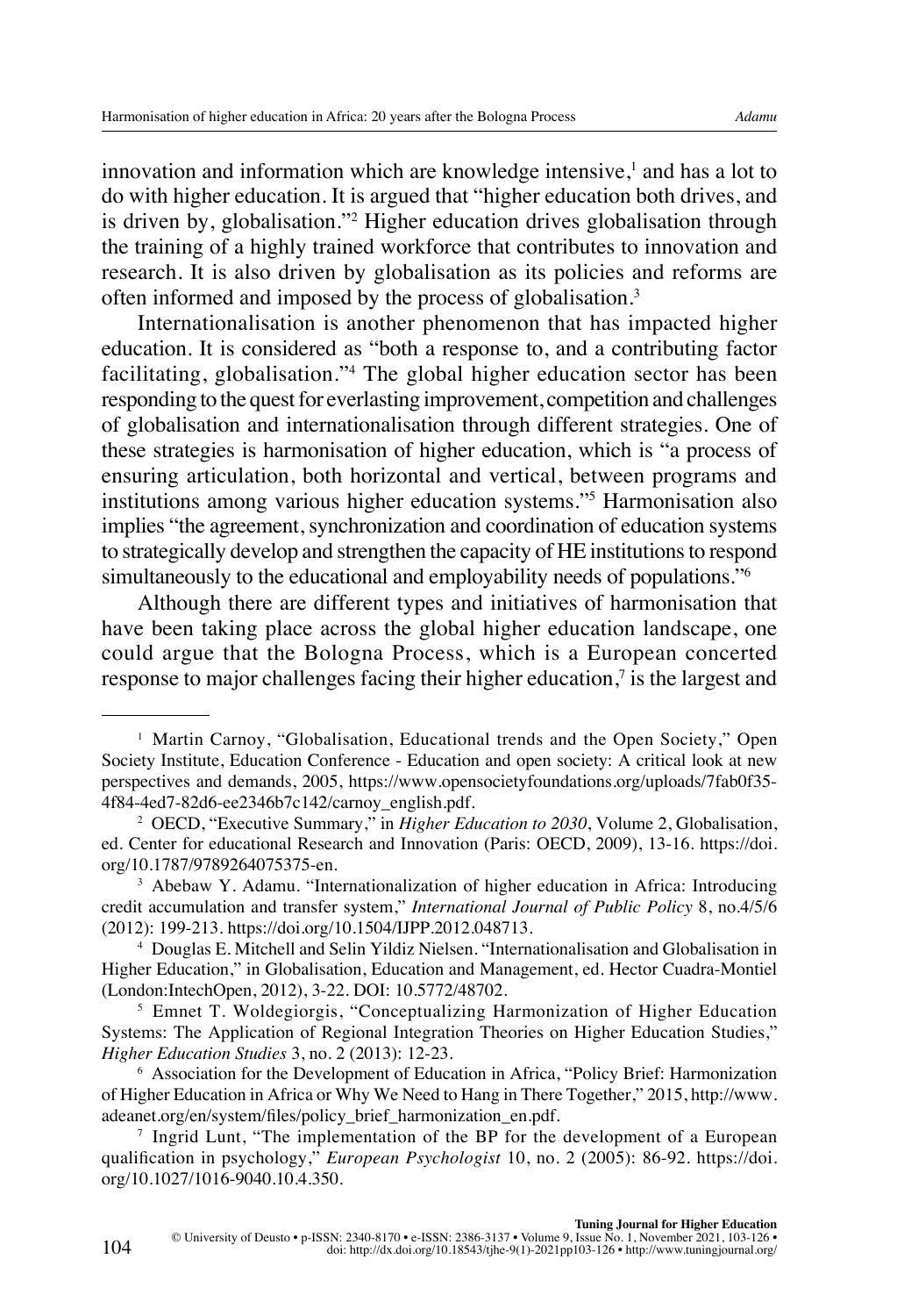innovation and information which are knowledge intensive,[1] and has a lot to do with higher education. It is argued that "higher education both drives, and is driven by, globalisation."[2] Higher education drives globalisation through the training of a highly trained workforce that contributes to innovation and research. It is also driven by globalisation as its policies and reforms are often informed and imposed by the process of globalisation.[3]

Internationalisation is another phenomenon that has impacted higher education. It is considered as "both a response to, and a contributing factor facilitating, globalisation."[4] The global higher education sector has been responding to the quest for everlasting improvement, competition and challenges of globalisation and internationalisation through different strategies. One of these strategies is harmonisation of higher education, which is "a process of ensuring articulation, both horizontal and vertical, between programs and institutions among various higher education systems."[5] Harmonisation also implies "the agreement, synchronization and coordination of education systems to strategically develop and strengthen the capacity of HE institutions to respond simultaneously to the educational and employability needs of populations."[6]

Although there are different types and initiatives of harmonisation that have been taking place across the global higher education landscape, one could argue that the Bologna Process, which is a European concerted response to major challenges facing their higher education,[7] is the largest and

---

[1] Martin Carnoy, "Globalisation, Educational trends and the Open Society," Open Society Institute, Education Conference - Education and open society: A critical look at new perspectives and demands, 2005, https://www.opensocietyfoundations.org/uploads/7fab0f35-4f84-4ed7-82d6-ee2346b7c142/carnoy_english.pdf.

[2] OECD, "Executive Summary," in *Higher Education to 2030*, Volume 2, Globalisation, ed. Center for educational Research and Innovation (Paris: OECD, 2009), 13-16. https://doi.org/10.1787/9789264075375-en.

[3] Abebaw Y. Adamu. "Internationalization of higher education in Africa: Introducing credit accumulation and transfer system," *International Journal of Public Policy* 8, no.4/5/6 (2012): 199-213. https://doi.org/10.1504/IJPP.2012.048713.

[4] Douglas E. Mitchell and Selin Yildiz Nielsen. "Internationalisation and Globalisation in Higher Education," in Globalisation, Education and Management, ed. Hector Cuadra-Montiel (London:IntechOpen, 2012), 3-22. DOI: 10.5772/48702.

[5] Emnet T. Woldegiorgis, "Conceptualizing Harmonization of Higher Education Systems: The Application of Regional Integration Theories on Higher Education Studies," *Higher Education Studies* 3, no. 2 (2013): 12-23.

[6] Association for the Development of Education in Africa, "Policy Brief: Harmonization of Higher Education in Africa or Why We Need to Hang in There Together," 2015, http://www.adeanet.org/en/system/files/policy_brief_harmonization_en.pdf.

[7] Ingrid Lunt, "The implementation of the BP for the development of a European qualification in psychology," *European Psychologist* 10, no. 2 (2005): 86-92. https://doi.org/10.1027/1016-9040.10.4.350.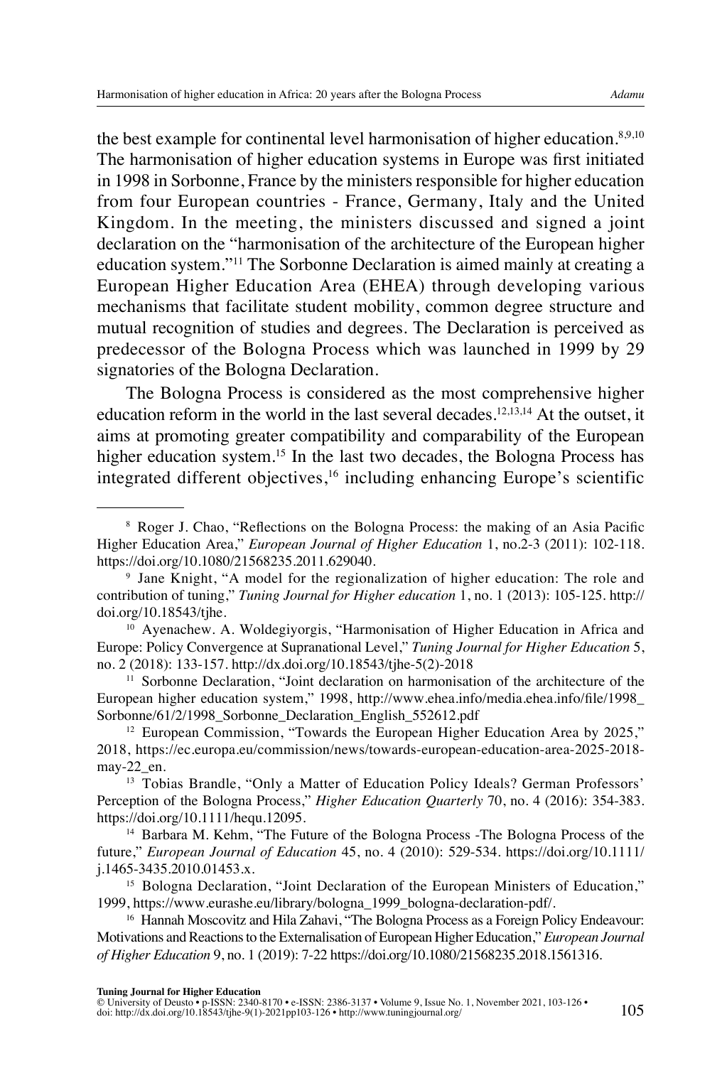the best example for continental level harmonisation of higher education.[8,9,10] The harmonisation of higher education systems in Europe was first initiated in 1998 in Sorbonne, France by the ministers responsible for higher education from four European countries - France, Germany, Italy and the United Kingdom. In the meeting, the ministers discussed and signed a joint declaration on the "harmonisation of the architecture of the European higher education system."[11] The Sorbonne Declaration is aimed mainly at creating a European Higher Education Area (EHEA) through developing various mechanisms that facilitate student mobility, common degree structure and mutual recognition of studies and degrees. The Declaration is perceived as predecessor of the Bologna Process which was launched in 1999 by 29 signatories of the Bologna Declaration.

The Bologna Process is considered as the most comprehensive higher education reform in the world in the last several decades.[12,13,14] At the outset, it aims at promoting greater compatibility and comparability of the European higher education system.[15] In the last two decades, the Bologna Process has integrated different objectives,[16] including enhancing Europe's scientific

---

[8] Roger J. Chao, "Reflections on the Bologna Process: the making of an Asia Pacific Higher Education Area," *European Journal of Higher Education* 1, no.2-3 (2011): 102-118. https://doi.org/10.1080/21568235.2011.629040.

[9] Jane Knight, "A model for the regionalization of higher education: The role and contribution of tuning," *Tuning Journal for Higher education* 1, no. 1 (2013): 105-125. http://doi.org/10.18543/tjhe.

[10] Ayenachew. A. Woldegiyorgis, "Harmonisation of Higher Education in Africa and Europe: Policy Convergence at Supranational Level," *Tuning Journal for Higher Education* 5, no. 2 (2018): 133-157. http://dx.doi.org/10.18543/tjhe-5(2)-2018

[11] Sorbonne Declaration, "Joint declaration on harmonisation of the architecture of the European higher education system," 1998, http://www.ehea.info/media.ehea.info/file/1998_Sorbonne/61/2/1998_Sorbonne_Declaration_English_552612.pdf

[12] European Commission, "Towards the European Higher Education Area by 2025," 2018, https://ec.europa.eu/commission/news/towards-european-education-area-2025-2018-may-22_en.

[13] Tobias Brandle, "Only a Matter of Education Policy Ideals? German Professors' Perception of the Bologna Process," *Higher Education Quarterly* 70, no. 4 (2016): 354-383. https://doi.org/10.1111/hequ.12095.

[14] Barbara M. Kehm, "The Future of the Bologna Process -The Bologna Process of the future," *European Journal of Education* 45, no. 4 (2010): 529-534. https://doi.org/10.1111/j.1465-3435.2010.01453.x.

[15] Bologna Declaration, "Joint Declaration of the European Ministers of Education," 1999, https://www.eurashe.eu/library/bologna_1999_bologna-declaration-pdf/.

[16] Hannah Moscovitz and Hila Zahavi, "The Bologna Process as a Foreign Policy Endeavour: Motivations and Reactions to the Externalisation of European Higher Education," *European Journal of Higher Education* 9, no. 1 (2019): 7-22 https://doi.org/10.1080/21568235.2018.1561316.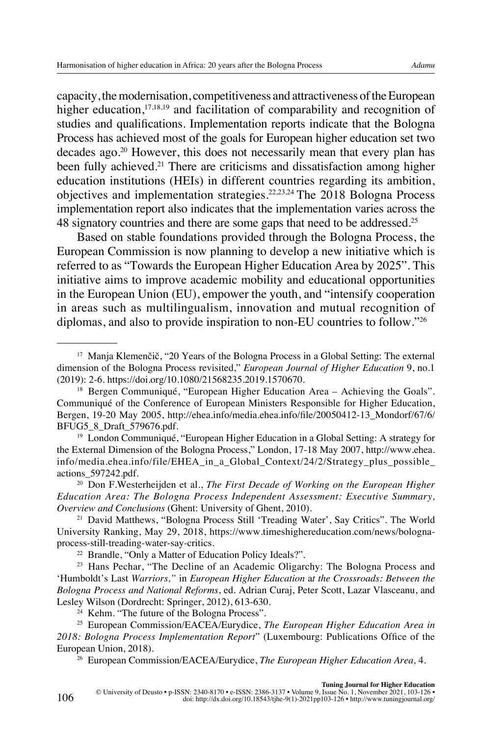capacity, the modernisation, competitiveness and attractiveness of the European higher education,[17,18,19] and facilitation of comparability and recognition of studies and qualifications. Implementation reports indicate that the Bologna Process has achieved most of the goals for European higher education set two decades ago.[20] However, this does not necessarily mean that every plan has been fully achieved.[21] There are criticisms and dissatisfaction among higher education institutions (HEIs) in different countries regarding its ambition, objectives and implementation strategies.[22,23,24] The 2018 Bologna Process implementation report also indicates that the implementation varies across the 48 signatory countries and there are some gaps that need to be addressed.[25]

Based on stable foundations provided through the Bologna Process, the European Commission is now planning to develop a new initiative which is referred to as "Towards the European Higher Education Area by 2025". This initiative aims to improve academic mobility and educational opportunities in the European Union (EU), empower the youth, and "intensify cooperation in areas such as multilingualism, innovation and mutual recognition of diplomas, and also to provide inspiration to non-EU countries to follow."[26]

---

[17] Manja Klemenčič, "20 Years of the Bologna Process in a Global Setting: The external dimension of the Bologna Process revisited," *European Journal of Higher Education* 9, no.1 (2019): 2-6. https://doi.org/10.1080/21568235.2019.1570670.

[18] Bergen Communiqué, "European Higher Education Area – Achieving the Goals". Communiqué of the Conference of European Ministers Responsible for Higher Education, Bergen, 19-20 May 2005, http://ehea.info/media.ehea.info/file/20050412-13_Mondorf/67/6/BFUG5_8_Draft_579676.pdf.

[19] London Communiqué, "European Higher Education in a Global Setting: A strategy for the External Dimension of the Bologna Process," London, 17-18 May 2007, http://www.ehea.info/media.ehea.info/file/EHEA_in_a_Global_Context/24/2/Strategy_plus_possible_actions_597242.pdf.

[20] Don F.Westerheijden et al., *The First Decade of Working on the European Higher Education Area: The Bologna Process Independent Assessment: Executive Summary, Overview and Conclusions* (Ghent: University of Ghent, 2010).

[21] David Matthews, "Bologna Process Still 'Treading Water', Say Critics". The World University Ranking, May 29, 2018, https://www.timeshighereducation.com/news/bologna-process-still-treading-water-say-critics.

[22] Brandle, "Only a Matter of Education Policy Ideals?".

[23] Hans Pechar, "The Decline of an Academic Oligarchy: The Bologna Process and 'Humboldt's Last *Warriors,"* in *European Higher Education at the Crossroads: Between the Bologna Process and National Reforms*, ed. Adrian Curaj, Peter Scott, Lazar Vlasceanu, and Lesley Wilson (Dordrecht: Springer, 2012), 613-630.

[24] Kehm. "The future of the Bologna Process".

[25] European Commission/EACEA/Eurydice, *The European Higher Education Area in 2018: Bologna Process Implementation Report*" (Luxembourg: Publications Office of the European Union, 2018).

[26] European Commission/EACEA/Eurydice, *The European Higher Education Area,* 4.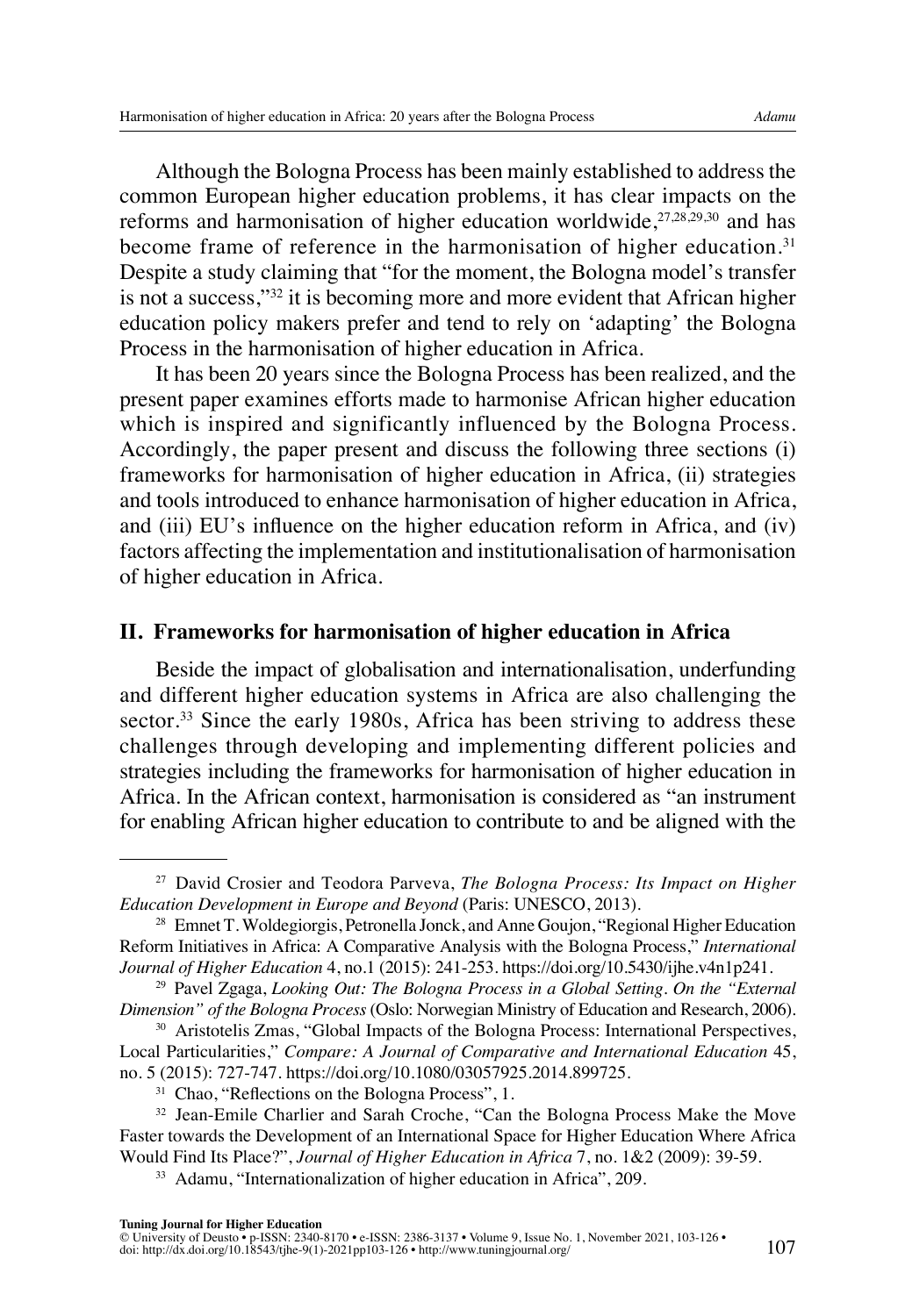Although the Bologna Process has been mainly established to address the common European higher education problems, it has clear impacts on the reforms and harmonisation of higher education worldwide,[27,28,29,30] and has become frame of reference in the harmonisation of higher education.[31] Despite a study claiming that "for the moment, the Bologna model's transfer is not a success,"[32] it is becoming more and more evident that African higher education policy makers prefer and tend to rely on 'adapting' the Bologna Process in the harmonisation of higher education in Africa.

It has been 20 years since the Bologna Process has been realized, and the present paper examines efforts made to harmonise African higher education which is inspired and significantly influenced by the Bologna Process. Accordingly, the paper present and discuss the following three sections (i) frameworks for harmonisation of higher education in Africa, (ii) strategies and tools introduced to enhance harmonisation of higher education in Africa, and (iii) EU's influence on the higher education reform in Africa, and (iv) factors affecting the implementation and institutionalisation of harmonisation of higher education in Africa.

## II. Frameworks for harmonisation of higher education in Africa

Beside the impact of globalisation and internationalisation, underfunding and different higher education systems in Africa are also challenging the sector.[33] Since the early 1980s, Africa has been striving to address these challenges through developing and implementing different policies and strategies including the frameworks for harmonisation of higher education in Africa. In the African context, harmonisation is considered as "an instrument for enabling African higher education to contribute to and be aligned with the

---

[27] David Crosier and Teodora Parveva, *The Bologna Process: Its Impact on Higher Education Development in Europe and Beyond* (Paris: UNESCO, 2013).

[28] Emnet T. Woldegiorgis, Petronella Jonck, and Anne Goujon, "Regional Higher Education Reform Initiatives in Africa: A Comparative Analysis with the Bologna Process," *International Journal of Higher Education* 4, no.1 (2015): 241-253. https://doi.org/10.5430/ijhe.v4n1p241.

[29] Pavel Zgaga, *Looking Out: The Bologna Process in a Global Setting. On the "External Dimension" of the Bologna Process* (Oslo: Norwegian Ministry of Education and Research, 2006).

[30] Aristotelis Zmas, "Global Impacts of the Bologna Process: International Perspectives, Local Particularities," *Compare: A Journal of Comparative and International Education* 45, no. 5 (2015): 727-747. https://doi.org/10.1080/03057925.2014.899725.

[31] Chao, "Reflections on the Bologna Process", 1.

[32] Jean-Emile Charlier and Sarah Croche, "Can the Bologna Process Make the Move Faster towards the Development of an International Space for Higher Education Where Africa Would Find Its Place?", *Journal of Higher Education in Africa* 7, no. 1&2 (2009): 39-59.

[33] Adamu, "Internationalization of higher education in Africa", 209.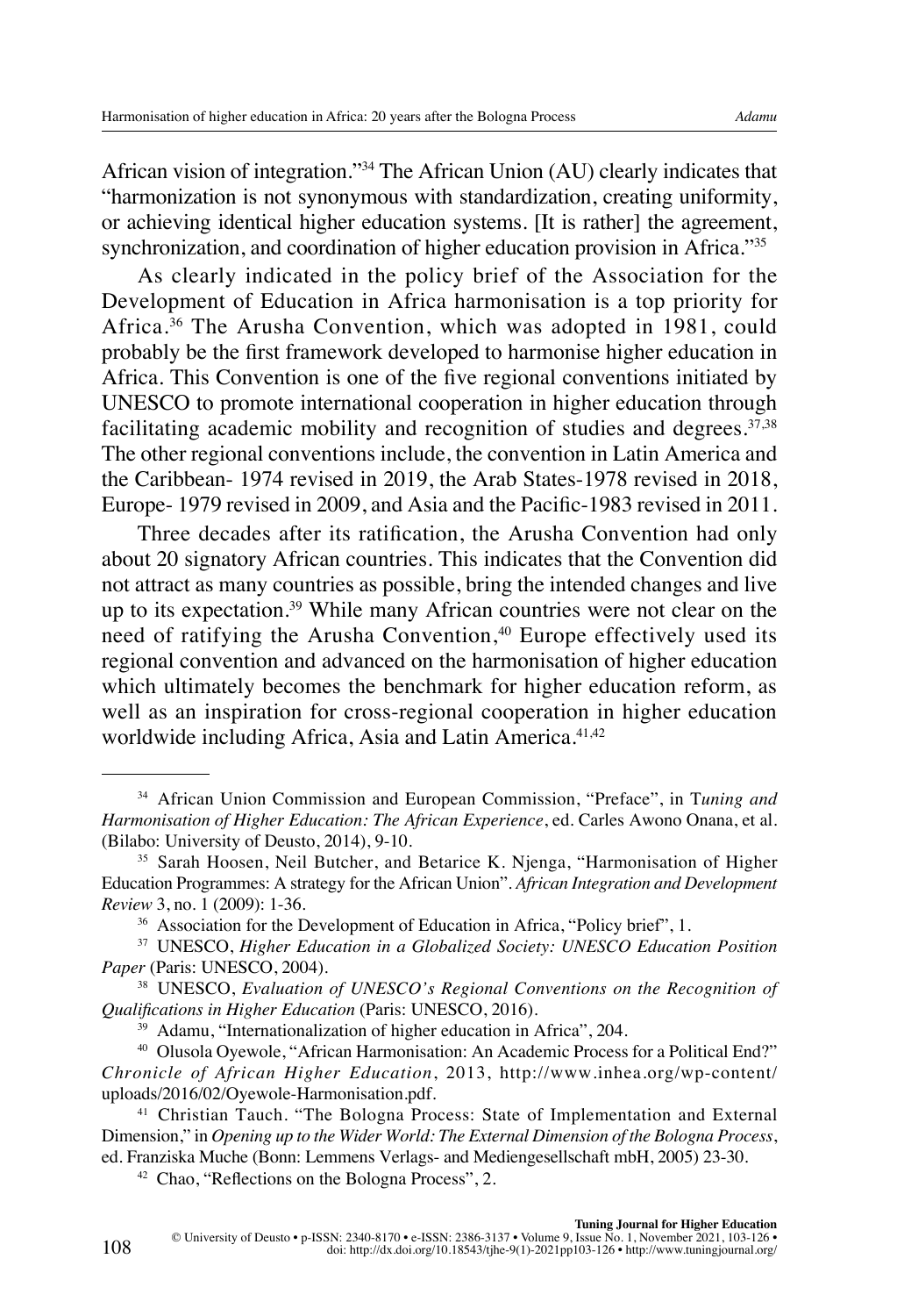African vision of integration."[34] The African Union (AU) clearly indicates that "harmonization is not synonymous with standardization, creating uniformity, or achieving identical higher education systems. [It is rather] the agreement, synchronization, and coordination of higher education provision in Africa."[35]

As clearly indicated in the policy brief of the Association for the Development of Education in Africa harmonisation is a top priority for Africa.[36] The Arusha Convention, which was adopted in 1981, could probably be the first framework developed to harmonise higher education in Africa. This Convention is one of the five regional conventions initiated by UNESCO to promote international cooperation in higher education through facilitating academic mobility and recognition of studies and degrees.[37,38] The other regional conventions include, the convention in Latin America and the Caribbean- 1974 revised in 2019, the Arab States-1978 revised in 2018, Europe- 1979 revised in 2009, and Asia and the Pacific-1983 revised in 2011.

Three decades after its ratification, the Arusha Convention had only about 20 signatory African countries. This indicates that the Convention did not attract as many countries as possible, bring the intended changes and live up to its expectation.[39] While many African countries were not clear on the need of ratifying the Arusha Convention,[40] Europe effectively used its regional convention and advanced on the harmonisation of higher education which ultimately becomes the benchmark for higher education reform, as well as an inspiration for cross-regional cooperation in higher education worldwide including Africa, Asia and Latin America.[41,42]

---

[34] African Union Commission and European Commission, "Preface", in T*uning and Harmonisation of Higher Education: The African Experience*, ed. Carles Awono Onana, et al. (Bilabo: University of Deusto, 2014), 9-10.

[35] Sarah Hoosen, Neil Butcher, and Betarice K. Njenga, "Harmonisation of Higher Education Programmes: A strategy for the African Union". *African Integration and Development Review* 3, no. 1 (2009): 1-36.

[36] Association for the Development of Education in Africa, "Policy brief", 1.

[37] UNESCO, *Higher Education in a Globalized Society: UNESCO Education Position Paper* (Paris: UNESCO, 2004).

[38] UNESCO, *Evaluation of UNESCO's Regional Conventions on the Recognition of Qualifications in Higher Education* (Paris: UNESCO, 2016).

[39] Adamu, "Internationalization of higher education in Africa", 204.

[40] Olusola Oyewole, "African Harmonisation: An Academic Process for a Political End?" *Chronicle of African Higher Education*, 2013, http://www.inhea.org/wp-content/uploads/2016/02/Oyewole-Harmonisation.pdf.

[41] Christian Tauch. "The Bologna Process: State of Implementation and External Dimension," in *Opening up to the Wider World: The External Dimension of the Bologna Process*, ed. Franziska Muche (Bonn: Lemmens Verlags- and Mediengesellschaft mbH, 2005) 23-30.

[42] Chao, "Reflections on the Bologna Process", 2.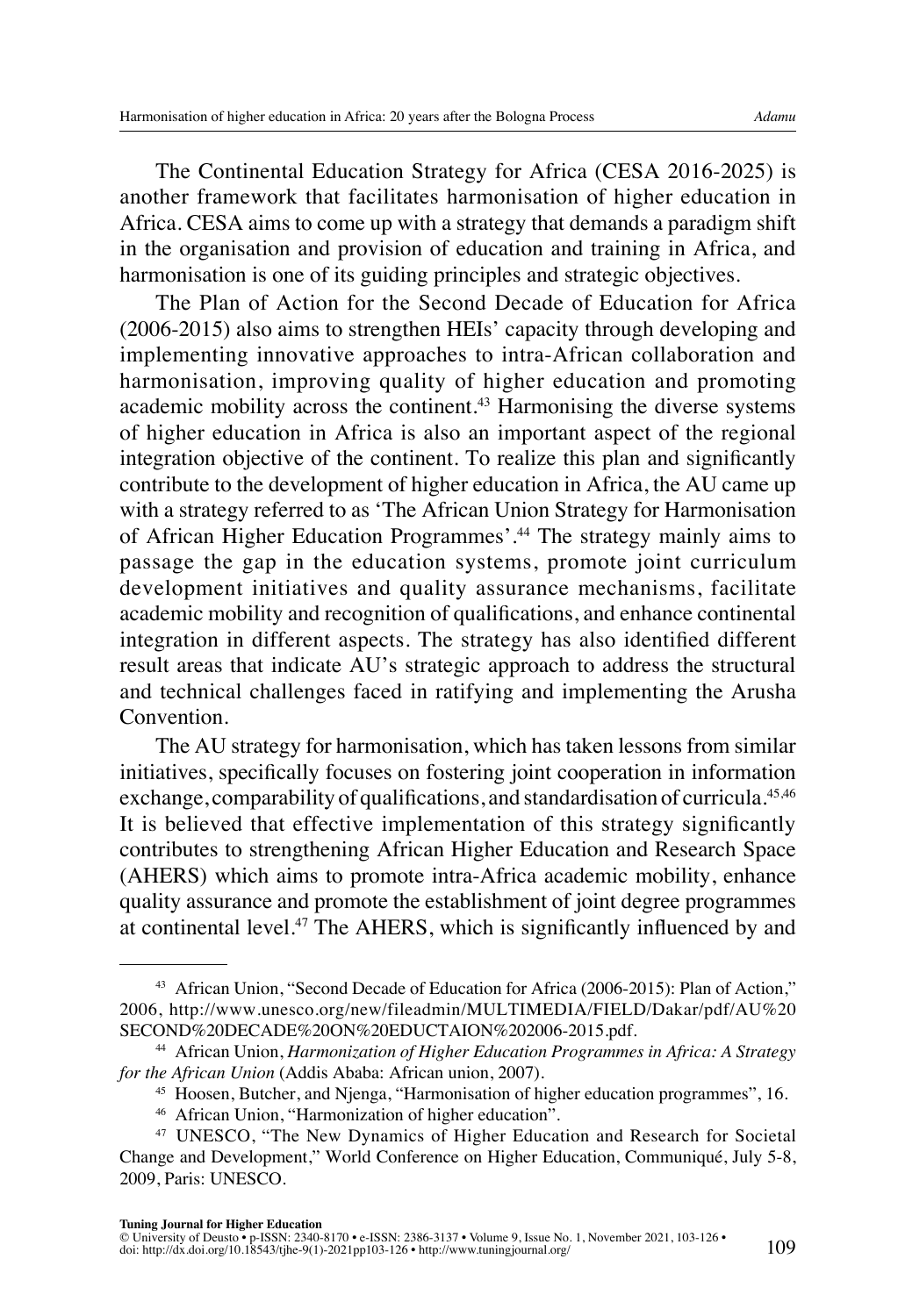The Continental Education Strategy for Africa (CESA 2016-2025) is another framework that facilitates harmonisation of higher education in Africa. CESA aims to come up with a strategy that demands a paradigm shift in the organisation and provision of education and training in Africa, and harmonisation is one of its guiding principles and strategic objectives.

The Plan of Action for the Second Decade of Education for Africa (2006-2015) also aims to strengthen HEIs' capacity through developing and implementing innovative approaches to intra-African collaboration and harmonisation, improving quality of higher education and promoting academic mobility across the continent.[43] Harmonising the diverse systems of higher education in Africa is also an important aspect of the regional integration objective of the continent. To realize this plan and significantly contribute to the development of higher education in Africa, the AU came up with a strategy referred to as 'The African Union Strategy for Harmonisation of African Higher Education Programmes'.[44] The strategy mainly aims to passage the gap in the education systems, promote joint curriculum development initiatives and quality assurance mechanisms, facilitate academic mobility and recognition of qualifications, and enhance continental integration in different aspects. The strategy has also identified different result areas that indicate AU's strategic approach to address the structural and technical challenges faced in ratifying and implementing the Arusha Convention.

The AU strategy for harmonisation, which has taken lessons from similar initiatives, specifically focuses on fostering joint cooperation in information exchange, comparability of qualifications, and standardisation of curricula.[45,46] It is believed that effective implementation of this strategy significantly contributes to strengthening African Higher Education and Research Space (AHERS) which aims to promote intra-Africa academic mobility, enhance quality assurance and promote the establishment of joint degree programmes at continental level.[47] The AHERS, which is significantly influenced by and

---

[43] African Union, "Second Decade of Education for Africa (2006-2015): Plan of Action," 2006, http://www.unesco.org/new/fileadmin/MULTIMEDIA/FIELD/Dakar/pdf/AU%20SECOND%20DECADE%20ON%20EDUCTAION%202006-2015.pdf.

[44] African Union, *Harmonization of Higher Education Programmes in Africa: A Strategy for the African Union* (Addis Ababa: African union, 2007).

[45] Hoosen, Butcher, and Njenga, "Harmonisation of higher education programmes", 16.

[46] African Union, "Harmonization of higher education".

[47] UNESCO, "The New Dynamics of Higher Education and Research for Societal Change and Development," World Conference on Higher Education, Communiqué, July 5-8, 2009, Paris: UNESCO.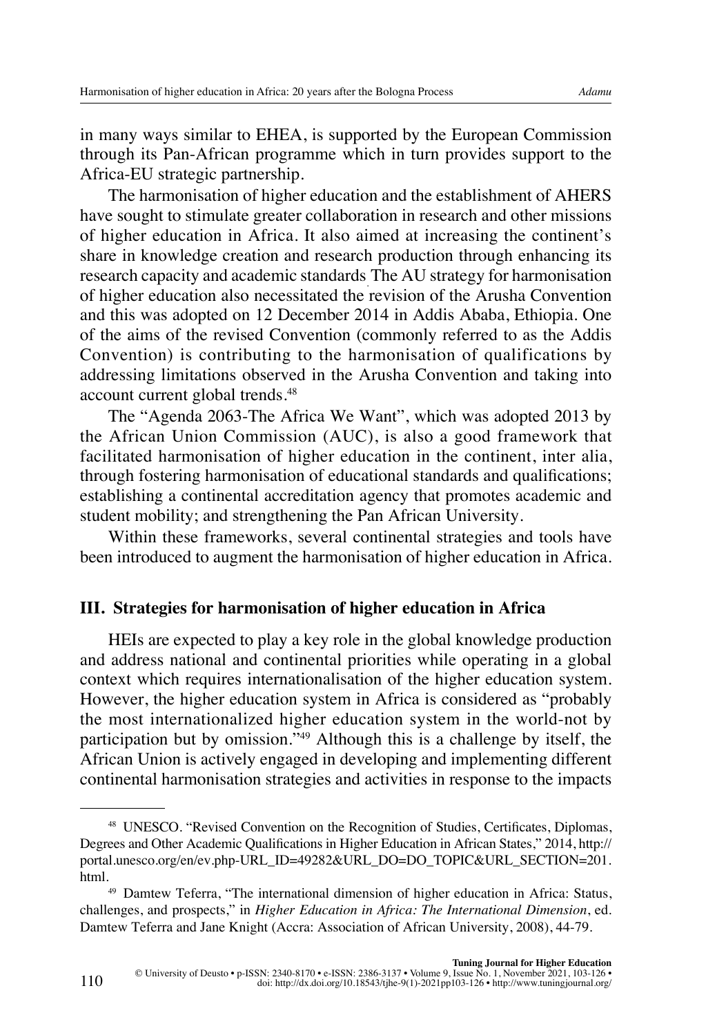in many ways similar to EHEA, is supported by the European Commission through its Pan-African programme which in turn provides support to the Africa-EU strategic partnership.

The harmonisation of higher education and the establishment of AHERS have sought to stimulate greater collaboration in research and other missions of higher education in Africa. It also aimed at increasing the continent's share in knowledge creation and research production through enhancing its research capacity and academic standards. The AU strategy for harmonisation of higher education also necessitated the revision of the Arusha Convention and this was adopted on 12 December 2014 in Addis Ababa, Ethiopia. One of the aims of the revised Convention (commonly referred to as the Addis Convention) is contributing to the harmonisation of qualifications by addressing limitations observed in the Arusha Convention and taking into account current global trends.[48]

The "Agenda 2063-The Africa We Want", which was adopted 2013 by the African Union Commission (AUC), is also a good framework that facilitated harmonisation of higher education in the continent, inter alia, through fostering harmonisation of educational standards and qualifications; establishing a continental accreditation agency that promotes academic and student mobility; and strengthening the Pan African University.

Within these frameworks, several continental strategies and tools have been introduced to augment the harmonisation of higher education in Africa.

## III. Strategies for harmonisation of higher education in Africa

HEIs are expected to play a key role in the global knowledge production and address national and continental priorities while operating in a global context which requires internationalisation of the higher education system. However, the higher education system in Africa is considered as "probably the most internationalized higher education system in the world-not by participation but by omission."[49] Although this is a challenge by itself, the African Union is actively engaged in developing and implementing different continental harmonisation strategies and activities in response to the impacts

---

[48] UNESCO. "Revised Convention on the Recognition of Studies, Certificates, Diplomas, Degrees and Other Academic Qualifications in Higher Education in African States," 2014, http://portal.unesco.org/en/ev.php-URL_ID=49282&URL_DO=DO_TOPIC&URL_SECTION=201.html.

[49] Damtew Teferra, "The international dimension of higher education in Africa: Status, challenges, and prospects," in *Higher Education in Africa: The International Dimension*, ed. Damtew Teferra and Jane Knight (Accra: Association of African University, 2008), 44-79.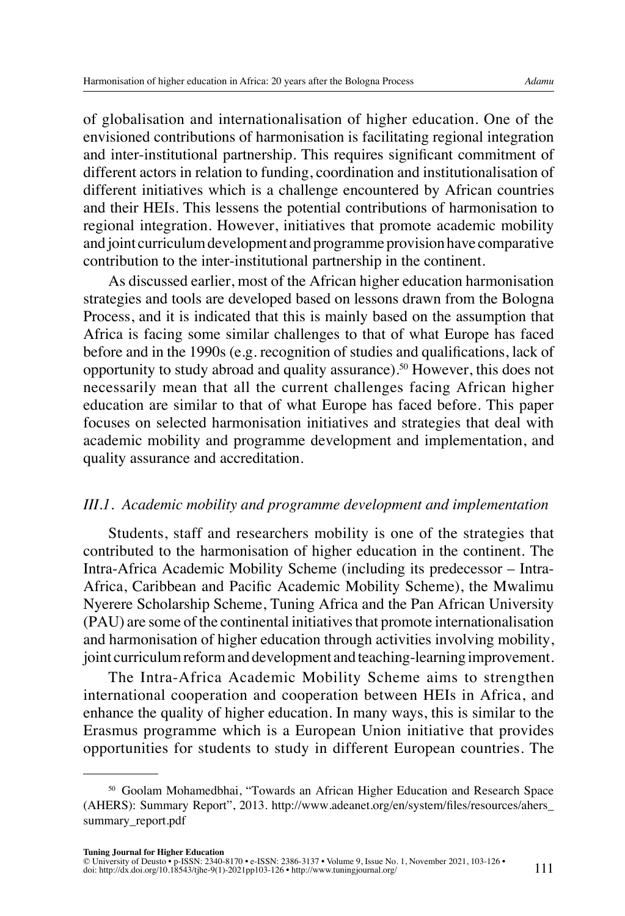of globalisation and internationalisation of higher education. One of the envisioned contributions of harmonisation is facilitating regional integration and inter-institutional partnership. This requires significant commitment of different actors in relation to funding, coordination and institutionalisation of different initiatives which is a challenge encountered by African countries and their HEIs. This lessens the potential contributions of harmonisation to regional integration. However, initiatives that promote academic mobility and joint curriculum development and programme provision have comparative contribution to the inter-institutional partnership in the continent.

As discussed earlier, most of the African higher education harmonisation strategies and tools are developed based on lessons drawn from the Bologna Process, and it is indicated that this is mainly based on the assumption that Africa is facing some similar challenges to that of what Europe has faced before and in the 1990s (e.g. recognition of studies and qualifications, lack of opportunity to study abroad and quality assurance).[50] However, this does not necessarily mean that all the current challenges facing African higher education are similar to that of what Europe has faced before. This paper focuses on selected harmonisation initiatives and strategies that deal with academic mobility and programme development and implementation, and quality assurance and accreditation.

### *III.1. Academic mobility and programme development and implementation*

Students, staff and researchers mobility is one of the strategies that contributed to the harmonisation of higher education in the continent. The Intra-Africa Academic Mobility Scheme (including its predecessor – Intra-Africa, Caribbean and Pacific Academic Mobility Scheme), the Mwalimu Nyerere Scholarship Scheme, Tuning Africa and the Pan African University (PAU) are some of the continental initiatives that promote internationalisation and harmonisation of higher education through activities involving mobility, joint curriculum reform and development and teaching-learning improvement.

The Intra-Africa Academic Mobility Scheme aims to strengthen international cooperation and cooperation between HEIs in Africa, and enhance the quality of higher education. In many ways, this is similar to the Erasmus programme which is a European Union initiative that provides opportunities for students to study in different European countries. The

---

[50] Goolam Mohamedbhai, "Towards an African Higher Education and Research Space (AHERS): Summary Report", 2013. http://www.adeanet.org/en/system/files/resources/ahers_summary_report.pdf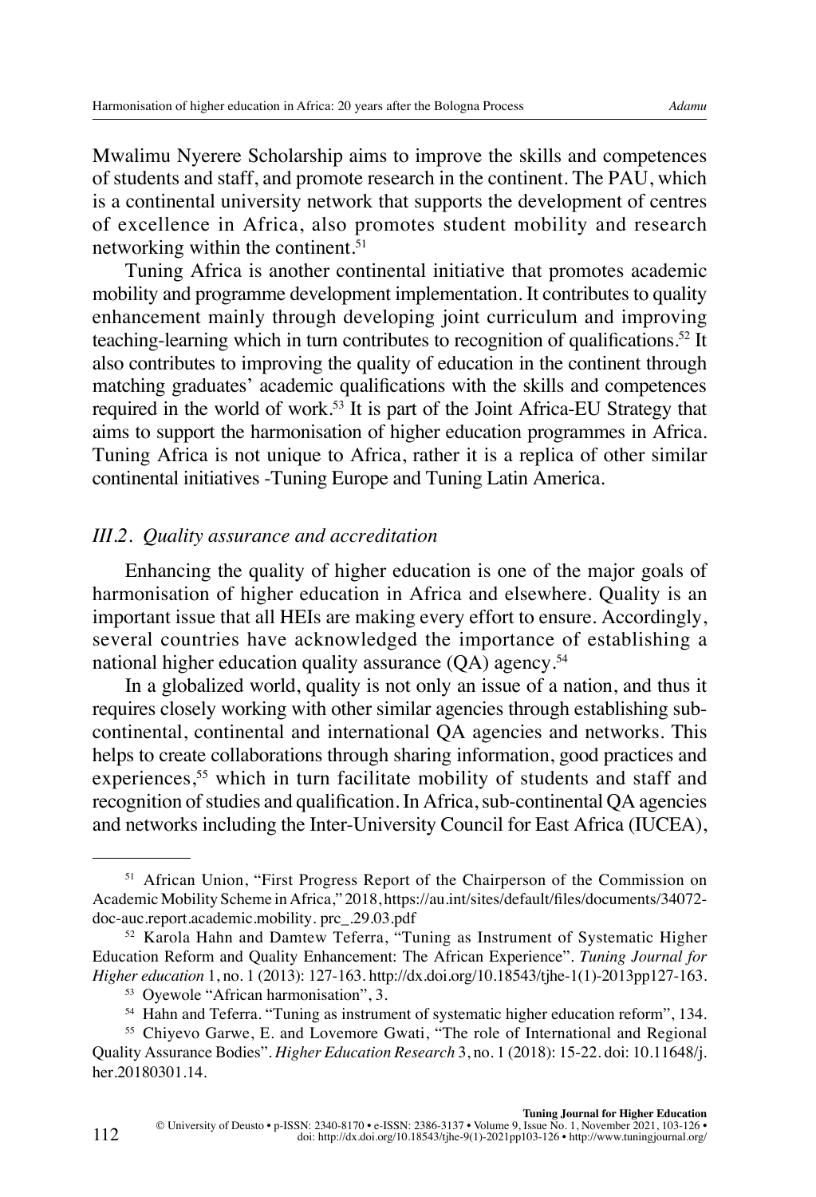Mwalimu Nyerere Scholarship aims to improve the skills and competences of students and staff, and promote research in the continent. The PAU, which is a continental university network that supports the development of centres of excellence in Africa, also promotes student mobility and research networking within the continent.[51]

Tuning Africa is another continental initiative that promotes academic mobility and programme development implementation. It contributes to quality enhancement mainly through developing joint curriculum and improving teaching-learning which in turn contributes to recognition of qualifications.[52] It also contributes to improving the quality of education in the continent through matching graduates' academic qualifications with the skills and competences required in the world of work.[53] It is part of the Joint Africa-EU Strategy that aims to support the harmonisation of higher education programmes in Africa. Tuning Africa is not unique to Africa, rather it is a replica of other similar continental initiatives -Tuning Europe and Tuning Latin America.

### *III.2. Quality assurance and accreditation*

Enhancing the quality of higher education is one of the major goals of harmonisation of higher education in Africa and elsewhere. Quality is an important issue that all HEIs are making every effort to ensure. Accordingly, several countries have acknowledged the importance of establishing a national higher education quality assurance (QA) agency.[54]

In a globalized world, quality is not only an issue of a nation, and thus it requires closely working with other similar agencies through establishing sub-continental, continental and international QA agencies and networks. This helps to create collaborations through sharing information, good practices and experiences,[55] which in turn facilitate mobility of students and staff and recognition of studies and qualification. In Africa, sub-continental QA agencies and networks including the Inter-University Council for East Africa (IUCEA),

---

[51] African Union, "First Progress Report of the Chairperson of the Commission on Academic Mobility Scheme in Africa," 2018, https://au.int/sites/default/files/documents/34072-doc-auc.report.academic.mobility. prc_.29.03.pdf

[52] Karola Hahn and Damtew Teferra, "Tuning as Instrument of Systematic Higher Education Reform and Quality Enhancement: The African Experience". *Tuning Journal for Higher education* 1, no. 1 (2013): 127-163. http://dx.doi.org/10.18543/tjhe-1(1)-2013pp127-163.

[53] Oyewole "African harmonisation", 3.

[54] Hahn and Teferra. "Tuning as instrument of systematic higher education reform", 134.

[55] Chiyevo Garwe, E. and Lovemore Gwati, "The role of International and Regional Quality Assurance Bodies". *Higher Education Research* 3, no. 1 (2018): 15-22. doi: 10.11648/j.her.20180301.14.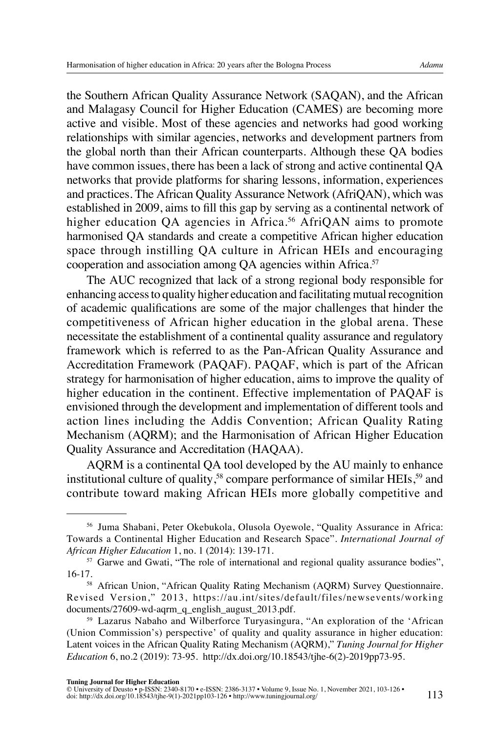the Southern African Quality Assurance Network (SAQAN), and the African and Malagasy Council for Higher Education (CAMES) are becoming more active and visible. Most of these agencies and networks had good working relationships with similar agencies, networks and development partners from the global north than their African counterparts. Although these QA bodies have common issues, there has been a lack of strong and active continental QA networks that provide platforms for sharing lessons, information, experiences and practices. The African Quality Assurance Network (AfriQAN), which was established in 2009, aims to fill this gap by serving as a continental network of higher education QA agencies in Africa.[56] AfriQAN aims to promote harmonised QA standards and create a competitive African higher education space through instilling QA culture in African HEIs and encouraging cooperation and association among QA agencies within Africa.[57]

The AUC recognized that lack of a strong regional body responsible for enhancing access to quality higher education and facilitating mutual recognition of academic qualifications are some of the major challenges that hinder the competitiveness of African higher education in the global arena. These necessitate the establishment of a continental quality assurance and regulatory framework which is referred to as the Pan-African Quality Assurance and Accreditation Framework (PAQAF). PAQAF, which is part of the African strategy for harmonisation of higher education, aims to improve the quality of higher education in the continent. Effective implementation of PAQAF is envisioned through the development and implementation of different tools and action lines including the Addis Convention; African Quality Rating Mechanism (AQRM); and the Harmonisation of African Higher Education Quality Assurance and Accreditation (HAQAA).

AQRM is a continental QA tool developed by the AU mainly to enhance institutional culture of quality,[58] compare performance of similar HEIs,[59] and contribute toward making African HEIs more globally competitive and

---

[56] Juma Shabani, Peter Okebukola, Olusola Oyewole, "Quality Assurance in Africa: Towards a Continental Higher Education and Research Space". *International Journal of African Higher Education* 1, no. 1 (2014): 139-171.

[57] Garwe and Gwati, "The role of international and regional quality assurance bodies", 16-17.

[58] African Union, "African Quality Rating Mechanism (AQRM) Survey Questionnaire. Revised Version," 2013, https://au.int/sites/default/files/newsevents/workingdocuments/27609-wd-aqrm_q_english_august_2013.pdf.

[59] Lazarus Nabaho and Wilberforce Turyasingura, "An exploration of the 'African (Union Commission's) perspective' of quality and quality assurance in higher education: Latent voices in the African Quality Rating Mechanism (AQRM)," *Tuning Journal for Higher Education* 6, no.2 (2019): 73-95. http://dx.doi.org/10.18543/tjhe-6(2)-2019pp73-95.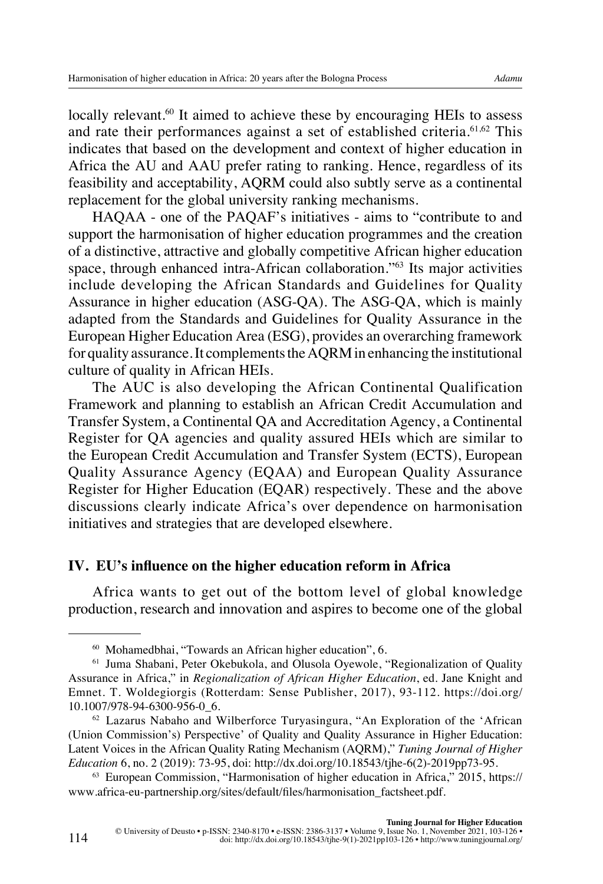locally relevant.[60] It aimed to achieve these by encouraging HEIs to assess and rate their performances against a set of established criteria.[61,62] This indicates that based on the development and context of higher education in Africa the AU and AAU prefer rating to ranking. Hence, regardless of its feasibility and acceptability, AQRM could also subtly serve as a continental replacement for the global university ranking mechanisms.

HAQAA - one of the PAQAF's initiatives - aims to "contribute to and support the harmonisation of higher education programmes and the creation of a distinctive, attractive and globally competitive African higher education space, through enhanced intra-African collaboration."[63] Its major activities include developing the African Standards and Guidelines for Quality Assurance in higher education (ASG-QA). The ASG-QA, which is mainly adapted from the Standards and Guidelines for Quality Assurance in the European Higher Education Area (ESG), provides an overarching framework for quality assurance. It complements the AQRM in enhancing the institutional culture of quality in African HEIs.

The AUC is also developing the African Continental Qualification Framework and planning to establish an African Credit Accumulation and Transfer System, a Continental QA and Accreditation Agency, a Continental Register for QA agencies and quality assured HEIs which are similar to the European Credit Accumulation and Transfer System (ECTS), European Quality Assurance Agency (EQAA) and European Quality Assurance Register for Higher Education (EQAR) respectively. These and the above discussions clearly indicate Africa's over dependence on harmonisation initiatives and strategies that are developed elsewhere.

## IV. EU's influence on the higher education reform in Africa

Africa wants to get out of the bottom level of global knowledge production, research and innovation and aspires to become one of the global

---

[60] Mohamedbhai, "Towards an African higher education", 6.

[61] Juma Shabani, Peter Okebukola, and Olusola Oyewole, "Regionalization of Quality Assurance in Africa," in *Regionalization of African Higher Education*, ed. Jane Knight and Emnet. T. Woldegiorgis (Rotterdam: Sense Publisher, 2017), 93-112. https://doi.org/10.1007/978-94-6300-956-0_6.

[62] Lazarus Nabaho and Wilberforce Turyasingura, "An Exploration of the 'African (Union Commission's) Perspective' of Quality and Quality Assurance in Higher Education: Latent Voices in the African Quality Rating Mechanism (AQRM)," *Tuning Journal of Higher Education* 6, no. 2 (2019): 73-95, doi: http://dx.doi.org/10.18543/tjhe-6(2)-2019pp73-95.

[63] European Commission, "Harmonisation of higher education in Africa," 2015, https://www.africa-eu-partnership.org/sites/default/files/harmonisation_factsheet.pdf.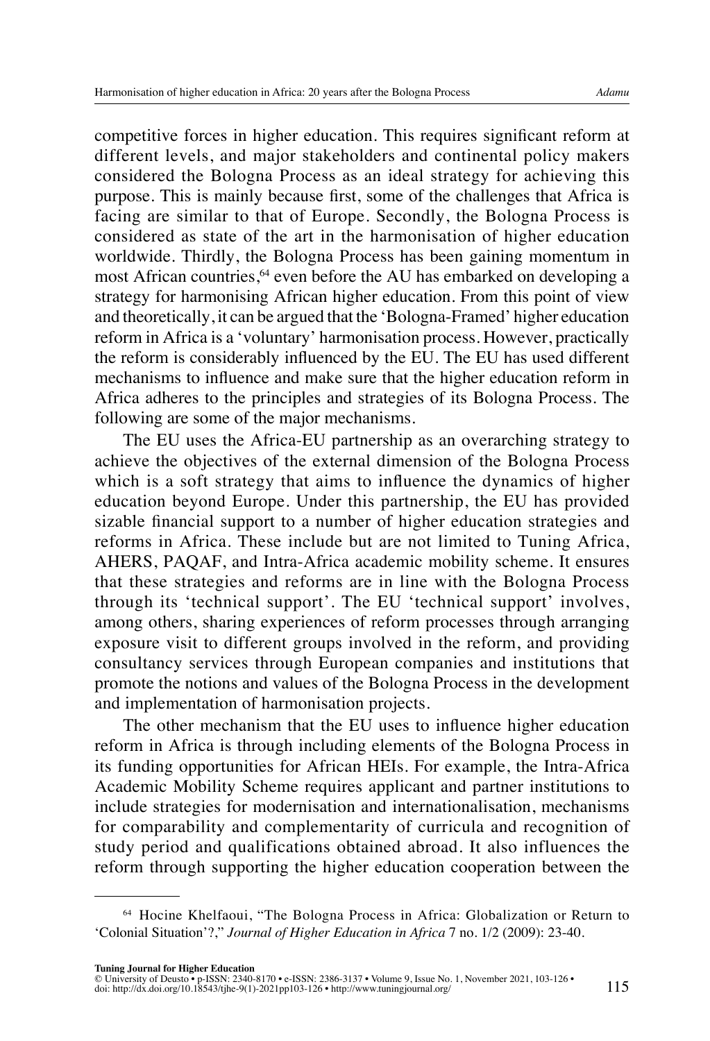competitive forces in higher education. This requires significant reform at different levels, and major stakeholders and continental policy makers considered the Bologna Process as an ideal strategy for achieving this purpose. This is mainly because first, some of the challenges that Africa is facing are similar to that of Europe. Secondly, the Bologna Process is considered as state of the art in the harmonisation of higher education worldwide. Thirdly, the Bologna Process has been gaining momentum in most African countries,[64] even before the AU has embarked on developing a strategy for harmonising African higher education. From this point of view and theoretically, it can be argued that the 'Bologna-Framed' higher education reform in Africa is a 'voluntary' harmonisation process. However, practically the reform is considerably influenced by the EU. The EU has used different mechanisms to influence and make sure that the higher education reform in Africa adheres to the principles and strategies of its Bologna Process. The following are some of the major mechanisms.

The EU uses the Africa-EU partnership as an overarching strategy to achieve the objectives of the external dimension of the Bologna Process which is a soft strategy that aims to influence the dynamics of higher education beyond Europe. Under this partnership, the EU has provided sizable financial support to a number of higher education strategies and reforms in Africa. These include but are not limited to Tuning Africa, AHERS, PAQAF, and Intra-Africa academic mobility scheme. It ensures that these strategies and reforms are in line with the Bologna Process through its 'technical support'. The EU 'technical support' involves, among others, sharing experiences of reform processes through arranging exposure visit to different groups involved in the reform, and providing consultancy services through European companies and institutions that promote the notions and values of the Bologna Process in the development and implementation of harmonisation projects.

The other mechanism that the EU uses to influence higher education reform in Africa is through including elements of the Bologna Process in its funding opportunities for African HEIs. For example, the Intra-Africa Academic Mobility Scheme requires applicant and partner institutions to include strategies for modernisation and internationalisation, mechanisms for comparability and complementarity of curricula and recognition of study period and qualifications obtained abroad. It also influences the reform through supporting the higher education cooperation between the

---

[64] Hocine Khelfaoui, "The Bologna Process in Africa: Globalization or Return to 'Colonial Situation'?," *Journal of Higher Education in Africa* 7 no. 1/2 (2009): 23-40.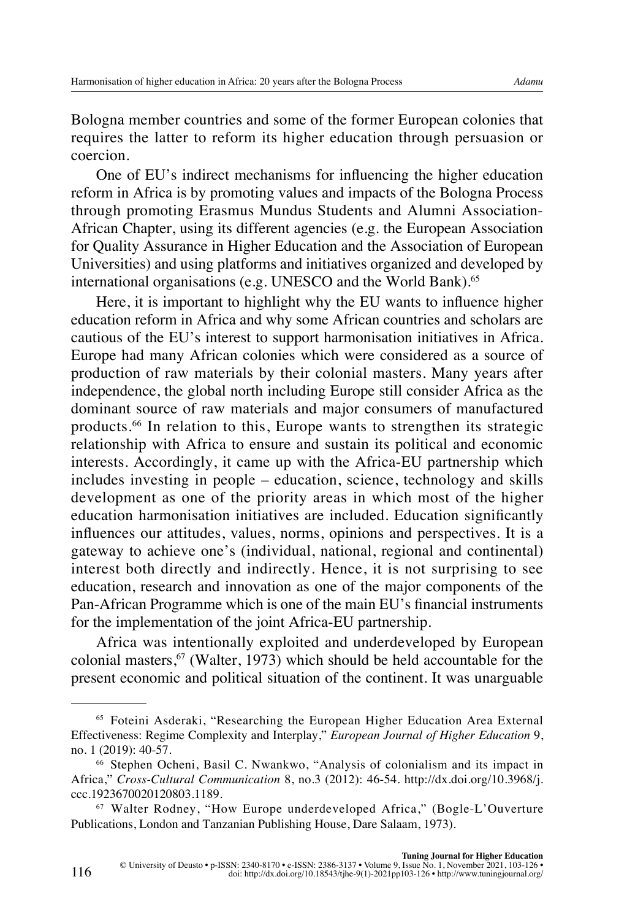Bologna member countries and some of the former European colonies that requires the latter to reform its higher education through persuasion or coercion.

One of EU's indirect mechanisms for influencing the higher education reform in Africa is by promoting values and impacts of the Bologna Process through promoting Erasmus Mundus Students and Alumni Association-African Chapter, using its different agencies (e.g. the European Association for Quality Assurance in Higher Education and the Association of European Universities) and using platforms and initiatives organized and developed by international organisations (e.g. UNESCO and the World Bank).[65]

Here, it is important to highlight why the EU wants to influence higher education reform in Africa and why some African countries and scholars are cautious of the EU's interest to support harmonisation initiatives in Africa. Europe had many African colonies which were considered as a source of production of raw materials by their colonial masters. Many years after independence, the global north including Europe still consider Africa as the dominant source of raw materials and major consumers of manufactured products.[66] In relation to this, Europe wants to strengthen its strategic relationship with Africa to ensure and sustain its political and economic interests. Accordingly, it came up with the Africa-EU partnership which includes investing in people – education, science, technology and skills development as one of the priority areas in which most of the higher education harmonisation initiatives are included. Education significantly influences our attitudes, values, norms, opinions and perspectives. It is a gateway to achieve one's (individual, national, regional and continental) interest both directly and indirectly. Hence, it is not surprising to see education, research and innovation as one of the major components of the Pan-African Programme which is one of the main EU's financial instruments for the implementation of the joint Africa-EU partnership.

Africa was intentionally exploited and underdeveloped by European colonial masters,[67] (Walter, 1973) which should be held accountable for the present economic and political situation of the continent. It was unarguable

---

[65] Foteini Asderaki, "Researching the European Higher Education Area External Effectiveness: Regime Complexity and Interplay," *European Journal of Higher Education* 9, no. 1 (2019): 40-57.

[66] Stephen Ocheni, Basil C. Nwankwo, "Analysis of colonialism and its impact in Africa," *Cross-Cultural Communication* 8, no.3 (2012): 46-54. http://dx.doi.org/10.3968/j.ccc.1923670020120803.1189.

[67] Walter Rodney, "How Europe underdeveloped Africa," (Bogle-L'Ouverture Publications, London and Tanzanian Publishing House, Dare Salaam, 1973).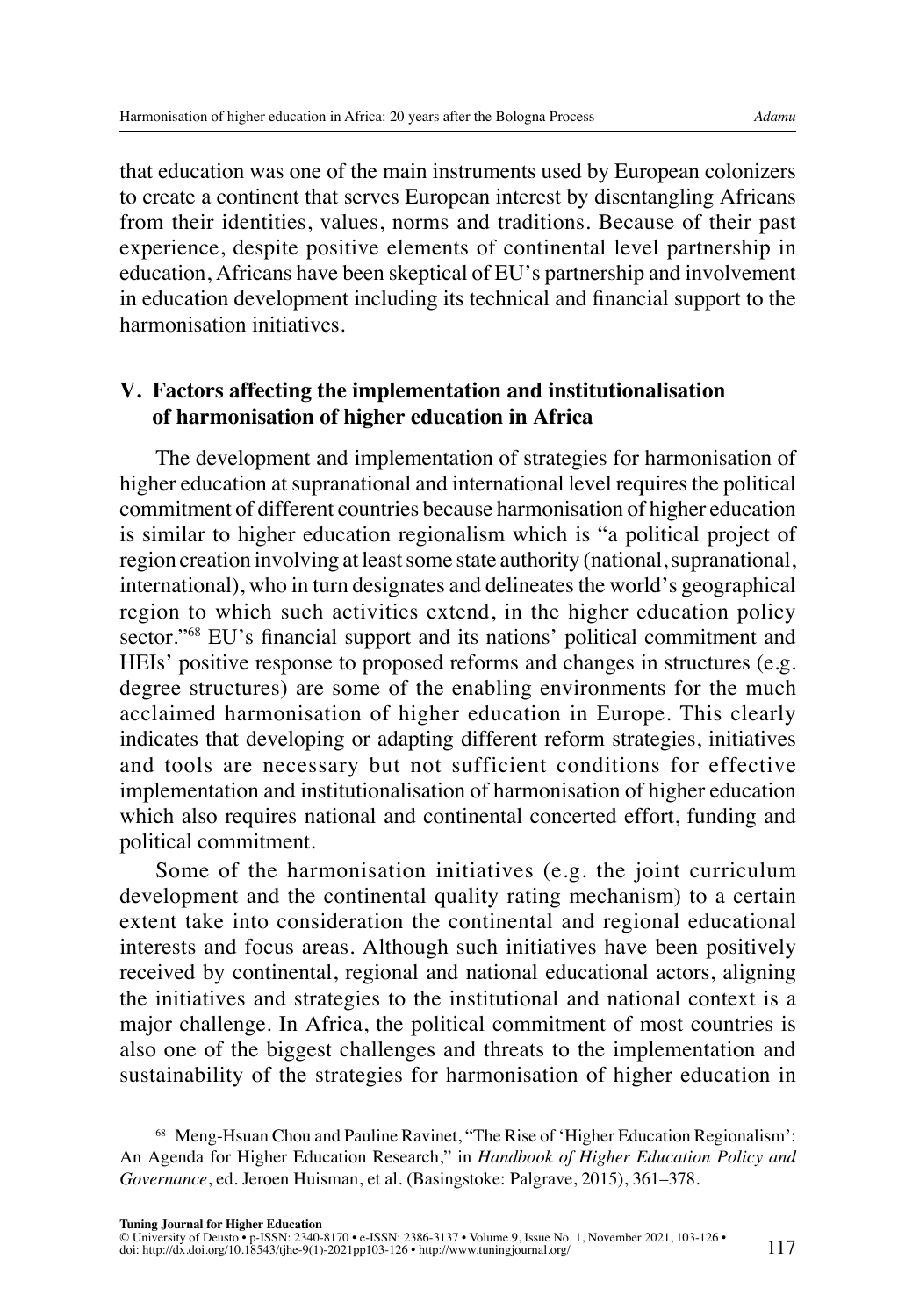that education was one of the main instruments used by European colonizers to create a continent that serves European interest by disentangling Africans from their identities, values, norms and traditions. Because of their past experience, despite positive elements of continental level partnership in education, Africans have been skeptical of EU's partnership and involvement in education development including its technical and financial support to the harmonisation initiatives.

## V. Factors affecting the implementation and institutionalisation of harmonisation of higher education in Africa

The development and implementation of strategies for harmonisation of higher education at supranational and international level requires the political commitment of different countries because harmonisation of higher education is similar to higher education regionalism which is "a political project of region creation involving at least some state authority (national, supranational, international), who in turn designates and delineates the world's geographical region to which such activities extend, in the higher education policy sector."[68] EU's financial support and its nations' political commitment and HEIs' positive response to proposed reforms and changes in structures (e.g. degree structures) are some of the enabling environments for the much acclaimed harmonisation of higher education in Europe. This clearly indicates that developing or adapting different reform strategies, initiatives and tools are necessary but not sufficient conditions for effective implementation and institutionalisation of harmonisation of higher education which also requires national and continental concerted effort, funding and political commitment.

Some of the harmonisation initiatives (e.g. the joint curriculum development and the continental quality rating mechanism) to a certain extent take into consideration the continental and regional educational interests and focus areas. Although such initiatives have been positively received by continental, regional and national educational actors, aligning the initiatives and strategies to the institutional and national context is a major challenge. In Africa, the political commitment of most countries is also one of the biggest challenges and threats to the implementation and sustainability of the strategies for harmonisation of higher education in

---

[68] Meng-Hsuan Chou and Pauline Ravinet, "The Rise of 'Higher Education Regionalism': An Agenda for Higher Education Research," in *Handbook of Higher Education Policy and Governance*, ed. Jeroen Huisman, et al. (Basingstoke: Palgrave, 2015), 361–378.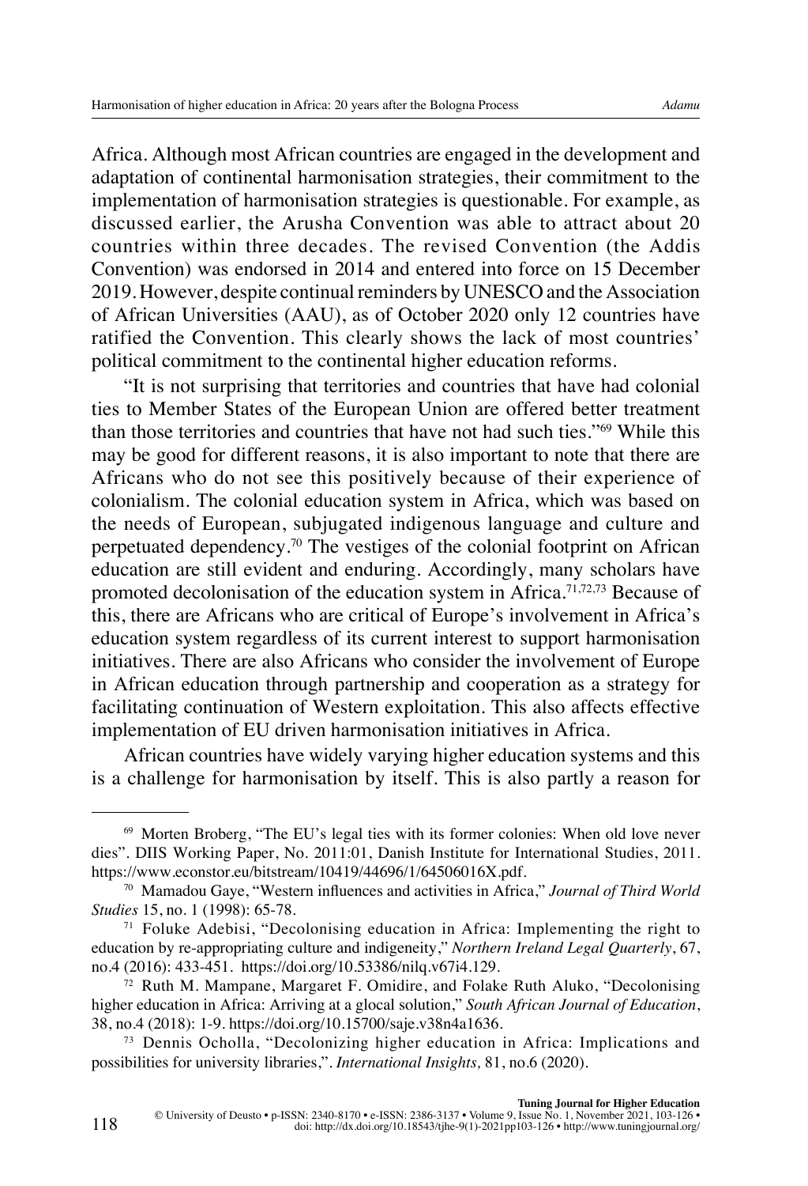Africa. Although most African countries are engaged in the development and adaptation of continental harmonisation strategies, their commitment to the implementation of harmonisation strategies is questionable. For example, as discussed earlier, the Arusha Convention was able to attract about 20 countries within three decades. The revised Convention (the Addis Convention) was endorsed in 2014 and entered into force on 15 December 2019. However, despite continual reminders by UNESCO and the Association of African Universities (AAU), as of October 2020 only 12 countries have ratified the Convention. This clearly shows the lack of most countries' political commitment to the continental higher education reforms.

"It is not surprising that territories and countries that have had colonial ties to Member States of the European Union are offered better treatment than those territories and countries that have not had such ties."[69] While this may be good for different reasons, it is also important to note that there are Africans who do not see this positively because of their experience of colonialism. The colonial education system in Africa, which was based on the needs of European, subjugated indigenous language and culture and perpetuated dependency.[70] The vestiges of the colonial footprint on African education are still evident and enduring. Accordingly, many scholars have promoted decolonisation of the education system in Africa.[71,72,73] Because of this, there are Africans who are critical of Europe's involvement in Africa's education system regardless of its current interest to support harmonisation initiatives. There are also Africans who consider the involvement of Europe in African education through partnership and cooperation as a strategy for facilitating continuation of Western exploitation. This also affects effective implementation of EU driven harmonisation initiatives in Africa.

African countries have widely varying higher education systems and this is a challenge for harmonisation by itself. This is also partly a reason for

---

[69] Morten Broberg, "The EU's legal ties with its former colonies: When old love never dies". DIIS Working Paper, No. 2011:01, Danish Institute for International Studies, 2011. https://www.econstor.eu/bitstream/10419/44696/1/64506016X.pdf.

[70] Mamadou Gaye, "Western influences and activities in Africa," *Journal of Third World Studies* 15, no. 1 (1998): 65-78.

[71] Foluke Adebisi, "Decolonising education in Africa: Implementing the right to education by re-appropriating culture and indigeneity," *Northern Ireland Legal Quarterly*, 67, no.4 (2016): 433-451. https://doi.org/10.53386/nilq.v67i4.129.

[72] Ruth M. Mampane, Margaret F. Omidire, and Folake Ruth Aluko, "Decolonising higher education in Africa: Arriving at a glocal solution," *South African Journal of Education*, 38, no.4 (2018): 1-9. https://doi.org/10.15700/saje.v38n4a1636.

[73] Dennis Ocholla, "Decolonizing higher education in Africa: Implications and possibilities for university libraries,". *International Insights,* 81, no.6 (2020).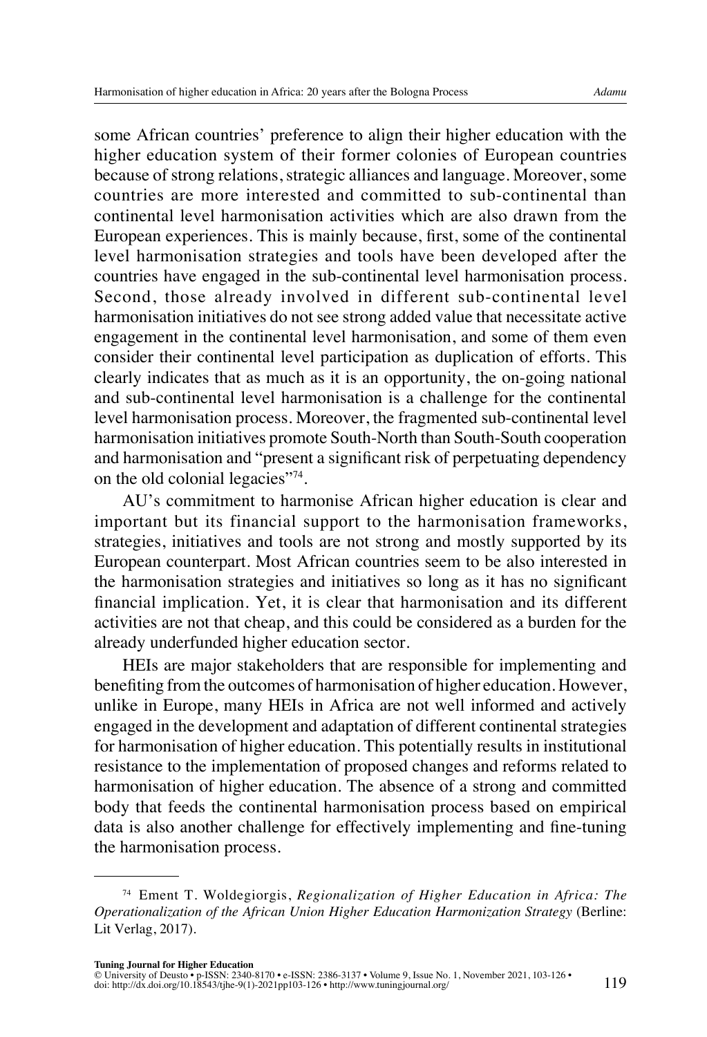some African countries' preference to align their higher education with the higher education system of their former colonies of European countries because of strong relations, strategic alliances and language. Moreover, some countries are more interested and committed to sub-continental than continental level harmonisation activities which are also drawn from the European experiences. This is mainly because, first, some of the continental level harmonisation strategies and tools have been developed after the countries have engaged in the sub-continental level harmonisation process. Second, those already involved in different sub-continental level harmonisation initiatives do not see strong added value that necessitate active engagement in the continental level harmonisation, and some of them even consider their continental level participation as duplication of efforts. This clearly indicates that as much as it is an opportunity, the on-going national and sub-continental level harmonisation is a challenge for the continental level harmonisation process. Moreover, the fragmented sub-continental level harmonisation initiatives promote South-North than South-South cooperation and harmonisation and "present a significant risk of perpetuating dependency on the old colonial legacies"[74].

AU's commitment to harmonise African higher education is clear and important but its financial support to the harmonisation frameworks, strategies, initiatives and tools are not strong and mostly supported by its European counterpart. Most African countries seem to be also interested in the harmonisation strategies and initiatives so long as it has no significant financial implication. Yet, it is clear that harmonisation and its different activities are not that cheap, and this could be considered as a burden for the already underfunded higher education sector.

HEIs are major stakeholders that are responsible for implementing and benefiting from the outcomes of harmonisation of higher education. However, unlike in Europe, many HEIs in Africa are not well informed and actively engaged in the development and adaptation of different continental strategies for harmonisation of higher education. This potentially results in institutional resistance to the implementation of proposed changes and reforms related to harmonisation of higher education. The absence of a strong and committed body that feeds the continental harmonisation process based on empirical data is also another challenge for effectively implementing and fine-tuning the harmonisation process.

---

[74] Ement T. Woldegiorgis, *Regionalization of Higher Education in Africa: The Operationalization of the African Union Higher Education Harmonization Strategy* (Berline: Lit Verlag, 2017).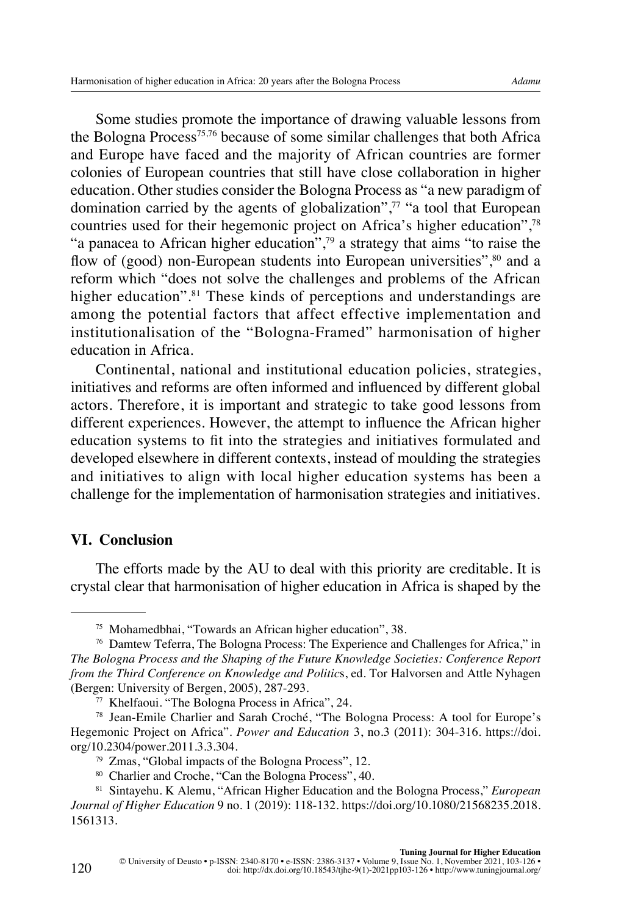Some studies promote the importance of drawing valuable lessons from the Bologna Process[75,76] because of some similar challenges that both Africa and Europe have faced and the majority of African countries are former colonies of European countries that still have close collaboration in higher education. Other studies consider the Bologna Process as "a new paradigm of domination carried by the agents of globalization",[77] "a tool that European countries used for their hegemonic project on Africa's higher education",[78] "a panacea to African higher education",[79] a strategy that aims "to raise the flow of (good) non-European students into European universities",[80] and a reform which "does not solve the challenges and problems of the African higher education".[81] These kinds of perceptions and understandings are among the potential factors that affect effective implementation and institutionalisation of the "Bologna-Framed" harmonisation of higher education in Africa.

Continental, national and institutional education policies, strategies, initiatives and reforms are often informed and influenced by different global actors. Therefore, it is important and strategic to take good lessons from different experiences. However, the attempt to influence the African higher education systems to fit into the strategies and initiatives formulated and developed elsewhere in different contexts, instead of moulding the strategies and initiatives to align with local higher education systems has been a challenge for the implementation of harmonisation strategies and initiatives.

## VI. Conclusion

The efforts made by the AU to deal with this priority are creditable. It is crystal clear that harmonisation of higher education in Africa is shaped by the

---

[75] Mohamedbhai, "Towards an African higher education", 38.

[76] Damtew Teferra, The Bologna Process: The Experience and Challenges for Africa," in *The Bologna Process and the Shaping of the Future Knowledge Societies: Conference Report from the Third Conference on Knowledge and Politics*, ed. Tor Halvorsen and Attle Nyhagen (Bergen: University of Bergen, 2005), 287-293.

[77] Khelfaoui. "The Bologna Process in Africa", 24.

[78] Jean-Emile Charlier and Sarah Croché, "The Bologna Process: A tool for Europe's Hegemonic Project on Africa". *Power and Education* 3, no.3 (2011): 304-316. https://doi.org/10.2304/power.2011.3.3.304.

[79] Zmas, "Global impacts of the Bologna Process", 12.

[80] Charlier and Croche, "Can the Bologna Process", 40.

[81] Sintayehu. K Alemu, "African Higher Education and the Bologna Process," *European Journal of Higher Education* 9 no. 1 (2019): 118-132. https://doi.org/10.1080/21568235.2018.1561313.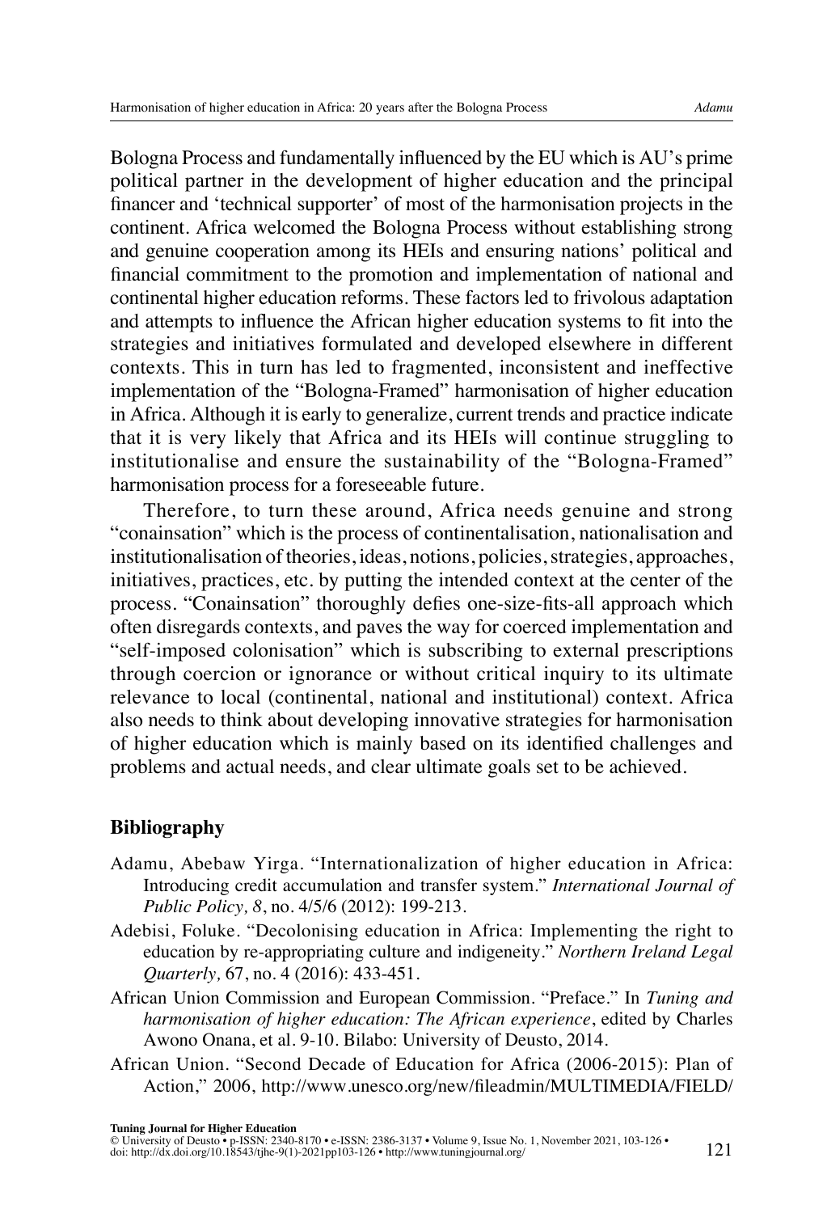Bologna Process and fundamentally influenced by the EU which is AU's prime political partner in the development of higher education and the principal financer and 'technical supporter' of most of the harmonisation projects in the continent. Africa welcomed the Bologna Process without establishing strong and genuine cooperation among its HEIs and ensuring nations' political and financial commitment to the promotion and implementation of national and continental higher education reforms. These factors led to frivolous adaptation and attempts to influence the African higher education systems to fit into the strategies and initiatives formulated and developed elsewhere in different contexts. This in turn has led to fragmented, inconsistent and ineffective implementation of the "Bologna-Framed" harmonisation of higher education in Africa. Although it is early to generalize, current trends and practice indicate that it is very likely that Africa and its HEIs will continue struggling to institutionalise and ensure the sustainability of the "Bologna-Framed" harmonisation process for a foreseeable future.

Therefore, to turn these around, Africa needs genuine and strong "conainsation" which is the process of continentalisation, nationalisation and institutionalisation of theories, ideas, notions, policies, strategies, approaches, initiatives, practices, etc. by putting the intended context at the center of the process. "Conainsation" thoroughly defies one-size-fits-all approach which often disregards contexts, and paves the way for coerced implementation and "self-imposed colonisation" which is subscribing to external prescriptions through coercion or ignorance or without critical inquiry to its ultimate relevance to local (continental, national and institutional) context. Africa also needs to think about developing innovative strategies for harmonisation of higher education which is mainly based on its identified challenges and problems and actual needs, and clear ultimate goals set to be achieved.

## Bibliography

Adamu, Abebaw Yirga. "Internationalization of higher education in Africa: Introducing credit accumulation and transfer system." *International Journal of Public Policy, 8*, no. 4/5/6 (2012): 199-213.

Adebisi, Foluke. "Decolonising education in Africa: Implementing the right to education by re-appropriating culture and indigeneity." *Northern Ireland Legal Quarterly,* 67, no. 4 (2016): 433-451.

African Union Commission and European Commission. "Preface." In *Tuning and harmonisation of higher education: The African experience*, edited by Charles Awono Onana, et al. 9-10. Bilabo: University of Deusto, 2014.

African Union. "Second Decade of Education for Africa (2006-2015): Plan of Action," 2006, http://www.unesco.org/new/fileadmin/MULTIMEDIA/FIELD/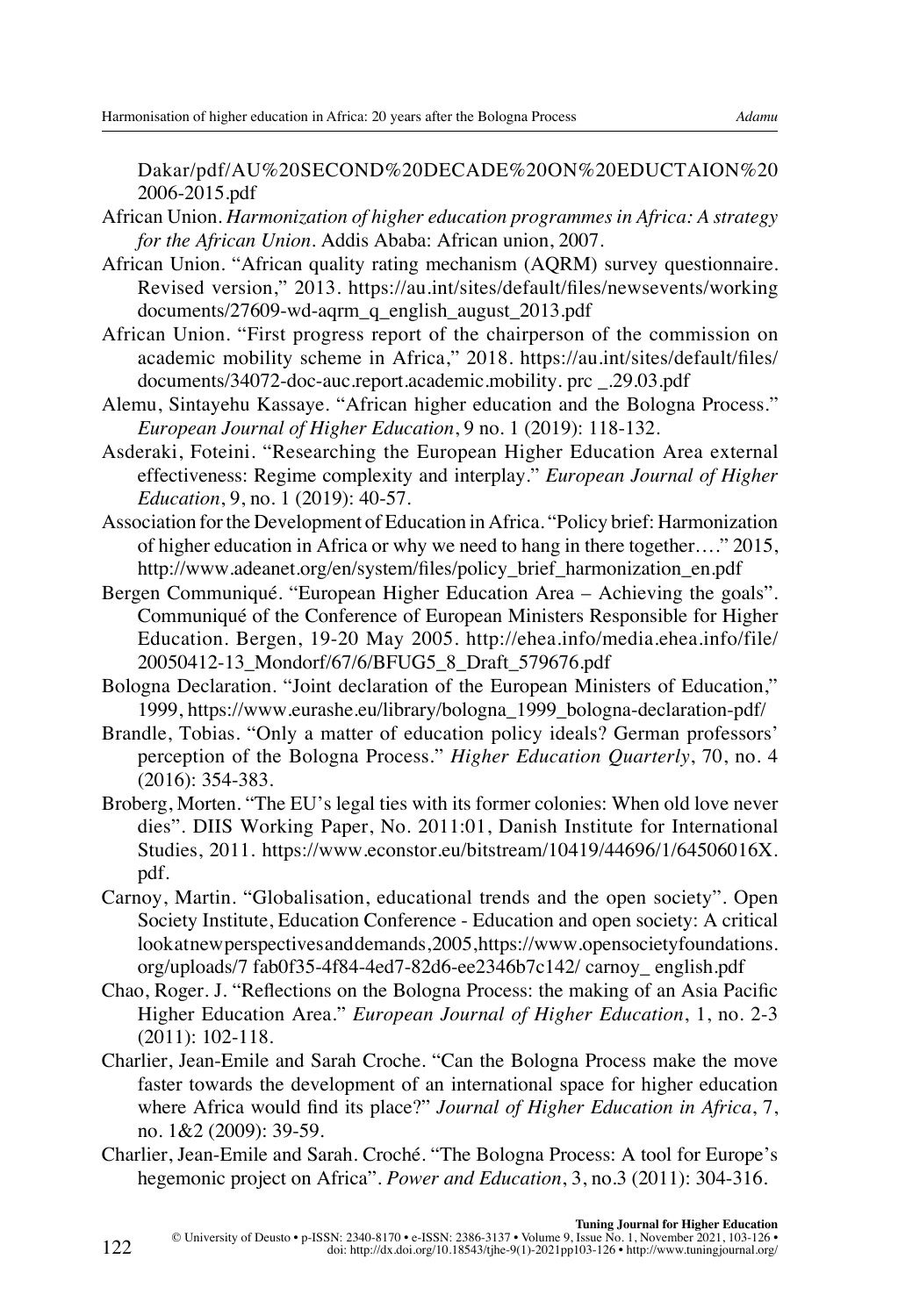Dakar/pdf/AU%20SECOND%20DECADE%20ON%20EDUCTAION%20 2006-2015.pdf

African Union. *Harmonization of higher education programmes in Africa: A strategy for the African Union*. Addis Ababa: African union, 2007.

African Union. "African quality rating mechanism (AQRM) survey questionnaire. Revised version," 2013. https://au.int/sites/default/files/newsevents/working documents/27609-wd-aqrm_q_english_august_2013.pdf

African Union. "First progress report of the chairperson of the commission on academic mobility scheme in Africa," 2018. https://au.int/sites/default/files/ documents/34072-doc-auc.report.academic.mobility. prc _.29.03.pdf

Alemu, Sintayehu Kassaye. "African higher education and the Bologna Process." *European Journal of Higher Education*, 9 no. 1 (2019): 118-132.

Asderaki, Foteini. "Researching the European Higher Education Area external effectiveness: Regime complexity and interplay." *European Journal of Higher Education*, 9, no. 1 (2019): 40-57.

Association for the Development of Education in Africa. "Policy brief: Harmonization of higher education in Africa or why we need to hang in there together…." 2015, http://www.adeanet.org/en/system/files/policy_brief_harmonization_en.pdf

Bergen Communiqué. "European Higher Education Area – Achieving the goals". Communiqué of the Conference of European Ministers Responsible for Higher Education. Bergen, 19-20 May 2005. http://ehea.info/media.ehea.info/file/ 20050412-13_Mondorf/67/6/BFUG5_8_Draft_579676.pdf

Bologna Declaration. "Joint declaration of the European Ministers of Education," 1999, https://www.eurashe.eu/library/bologna_1999_bologna-declaration-pdf/

Brandle, Tobias. "Only a matter of education policy ideals? German professors' perception of the Bologna Process." *Higher Education Quarterly*, 70, no. 4 (2016): 354-383.

Broberg, Morten. "The EU's legal ties with its former colonies: When old love never dies". DIIS Working Paper, No. 2011:01, Danish Institute for International Studies, 2011. https://www.econstor.eu/bitstream/10419/44696/1/64506016X. pdf.

Carnoy, Martin. "Globalisation, educational trends and the open society". Open Society Institute, Education Conference - Education and open society: A critical lookatnewperspectivesanddemands,2005,https://www.opensocietyfoundations. org/uploads/7 fab0f35-4f84-4ed7-82d6-ee2346b7c142/ carnoy_ english.pdf

Chao, Roger. J. "Reflections on the Bologna Process: the making of an Asia Pacific Higher Education Area." *European Journal of Higher Education*, 1, no. 2-3 (2011): 102-118.

Charlier, Jean-Emile and Sarah Croche. "Can the Bologna Process make the move faster towards the development of an international space for higher education where Africa would find its place?" *Journal of Higher Education in Africa*, 7, no. 1&2 (2009): 39-59.

Charlier, Jean-Emile and Sarah. Croché. "The Bologna Process: A tool for Europe's hegemonic project on Africa". *Power and Education*, 3, no.3 (2011): 304-316.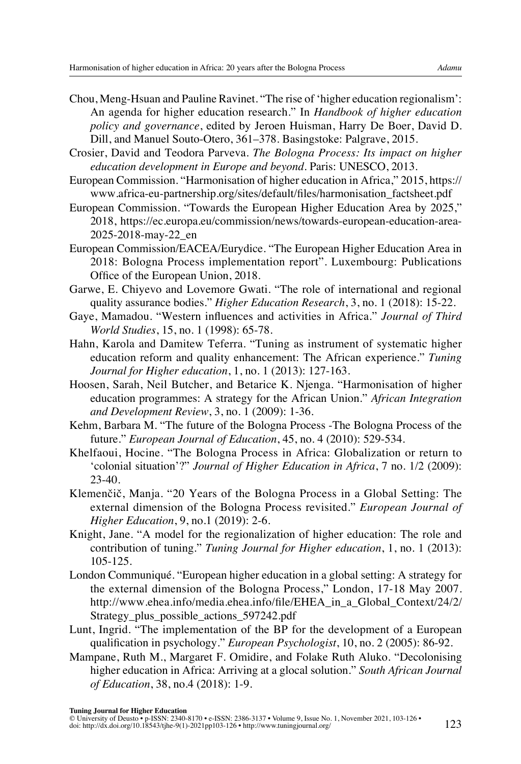Chou, Meng-Hsuan and Pauline Ravinet. "The rise of 'higher education regionalism': An agenda for higher education research." In *Handbook of higher education policy and governance*, edited by Jeroen Huisman, Harry De Boer, David D. Dill, and Manuel Souto-Otero, 361–378. Basingstoke: Palgrave, 2015.

Crosier, David and Teodora Parveva. *The Bologna Process: Its impact on higher education development in Europe and beyond*. Paris: UNESCO, 2013.

European Commission. "Harmonisation of higher education in Africa," 2015, https://www.africa-eu-partnership.org/sites/default/files/harmonisation_factsheet.pdf

European Commission. "Towards the European Higher Education Area by 2025," 2018, https://ec.europa.eu/commission/news/towards-european-education-area-2025-2018-may-22_en

European Commission/EACEA/Eurydice. "The European Higher Education Area in 2018: Bologna Process implementation report". Luxembourg: Publications Office of the European Union, 2018.

Garwe, E. Chiyevo and Lovemore Gwati. "The role of international and regional quality assurance bodies." *Higher Education Research*, 3, no. 1 (2018): 15-22.

Gaye, Mamadou. "Western influences and activities in Africa." *Journal of Third World Studies*, 15, no. 1 (1998): 65-78.

Hahn, Karola and Damitew Teferra. "Tuning as instrument of systematic higher education reform and quality enhancement: The African experience." *Tuning Journal for Higher education*, 1, no. 1 (2013): 127-163.

Hoosen, Sarah, Neil Butcher, and Betarice K. Njenga. "Harmonisation of higher education programmes: A strategy for the African Union." *African Integration and Development Review*, 3, no. 1 (2009): 1-36.

Kehm, Barbara M. "The future of the Bologna Process -The Bologna Process of the future." *European Journal of Education*, 45, no. 4 (2010): 529-534.

Khelfaoui, Hocine. "The Bologna Process in Africa: Globalization or return to 'colonial situation'?" *Journal of Higher Education in Africa*, 7 no. 1/2 (2009): 23-40.

Klemenčič, Manja. "20 Years of the Bologna Process in a Global Setting: The external dimension of the Bologna Process revisited." *European Journal of Higher Education*, 9, no.1 (2019): 2-6.

Knight, Jane. "A model for the regionalization of higher education: The role and contribution of tuning." *Tuning Journal for Higher education*, 1, no. 1 (2013): 105-125.

London Communiqué. "European higher education in a global setting: A strategy for the external dimension of the Bologna Process," London, 17-18 May 2007. http://www.ehea.info/media.ehea.info/file/EHEA_in_a_Global_Context/24/2/Strategy_plus_possible_actions_597242.pdf

Lunt, Ingrid. "The implementation of the BP for the development of a European qualification in psychology." *European Psychologist*, 10, no. 2 (2005): 86-92.

Mampane, Ruth M., Margaret F. Omidire, and Folake Ruth Aluko. "Decolonising higher education in Africa: Arriving at a glocal solution." *South African Journal of Education*, 38, no.4 (2018): 1-9.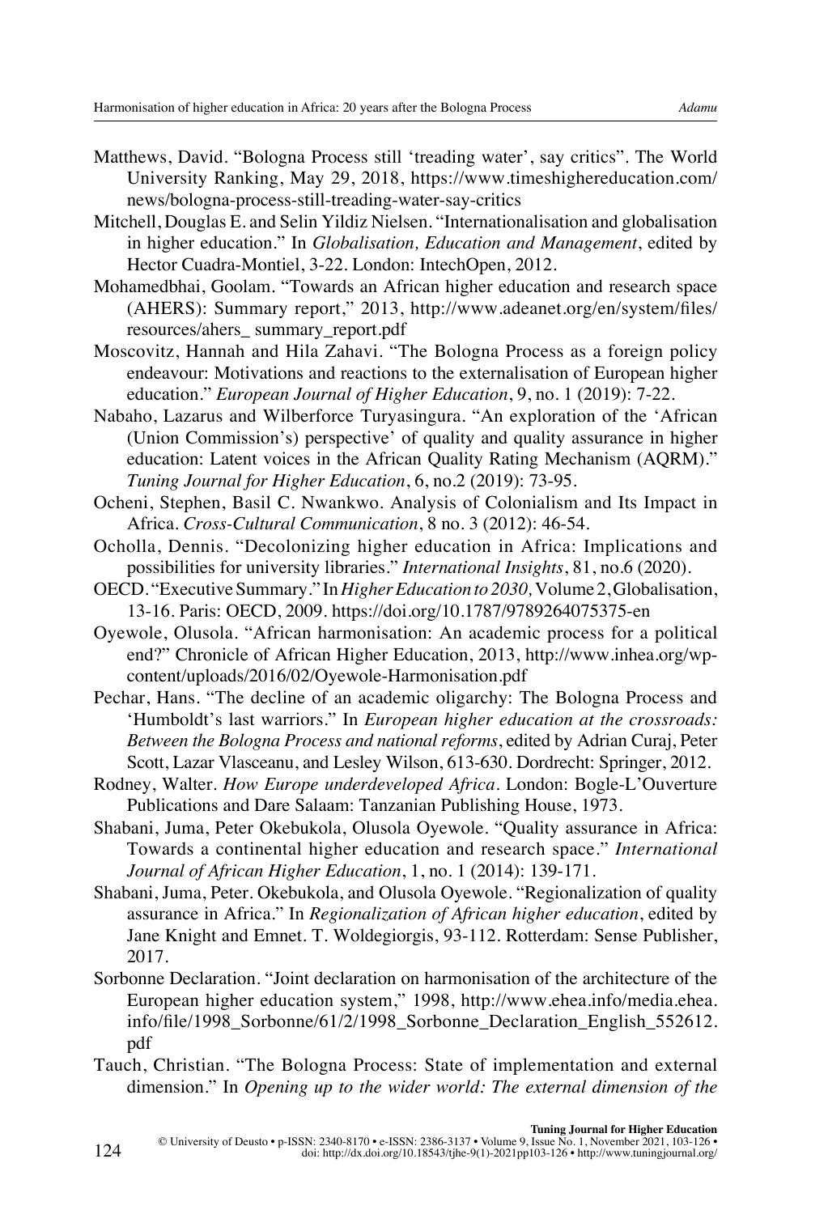Matthews, David. "Bologna Process still 'treading water', say critics". The World University Ranking, May 29, 2018, https://www.timeshighereducation.com/news/bologna-process-still-treading-water-say-critics

Mitchell, Douglas E. and Selin Yildiz Nielsen. "Internationalisation and globalisation in higher education." In *Globalisation, Education and Management*, edited by Hector Cuadra-Montiel, 3-22. London: IntechOpen, 2012.

Mohamedbhai, Goolam. "Towards an African higher education and research space (AHERS): Summary report," 2013, http://www.adeanet.org/en/system/files/resources/ahers_ summary_report.pdf

Moscovitz, Hannah and Hila Zahavi. "The Bologna Process as a foreign policy endeavour: Motivations and reactions to the externalisation of European higher education." *European Journal of Higher Education*, 9, no. 1 (2019): 7-22.

Nabaho, Lazarus and Wilberforce Turyasingura. "An exploration of the 'African (Union Commission's) perspective' of quality and quality assurance in higher education: Latent voices in the African Quality Rating Mechanism (AQRM)." *Tuning Journal for Higher Education*, 6, no.2 (2019): 73-95.

Ocheni, Stephen, Basil C. Nwankwo. Analysis of Colonialism and Its Impact in Africa. *Cross-Cultural Communication*, 8 no. 3 (2012): 46-54.

Ocholla, Dennis. "Decolonizing higher education in Africa: Implications and possibilities for university libraries." *International Insights*, 81, no.6 (2020).

OECD. "Executive Summary." In *Higher Education to 2030,* Volume 2, Globalisation, 13-16. Paris: OECD, 2009. https://doi.org/10.1787/9789264075375-en

Oyewole, Olusola. "African harmonisation: An academic process for a political end?" Chronicle of African Higher Education, 2013, http://www.inhea.org/wp-content/uploads/2016/02/Oyewole-Harmonisation.pdf

Pechar, Hans. "The decline of an academic oligarchy: The Bologna Process and 'Humboldt's last warriors." In *European higher education at the crossroads: Between the Bologna Process and national reforms*, edited by Adrian Curaj, Peter Scott, Lazar Vlasceanu, and Lesley Wilson, 613-630. Dordrecht: Springer, 2012.

Rodney, Walter. *How Europe underdeveloped Africa*. London: Bogle-L'Ouverture Publications and Dare Salaam: Tanzanian Publishing House, 1973.

Shabani, Juma, Peter Okebukola, Olusola Oyewole. "Quality assurance in Africa: Towards a continental higher education and research space." *International Journal of African Higher Education*, 1, no. 1 (2014): 139-171.

Shabani, Juma, Peter. Okebukola, and Olusola Oyewole. "Regionalization of quality assurance in Africa." In *Regionalization of African higher education*, edited by Jane Knight and Emnet. T. Woldegiorgis, 93-112. Rotterdam: Sense Publisher, 2017.

Sorbonne Declaration. "Joint declaration on harmonisation of the architecture of the European higher education system," 1998, http://www.ehea.info/media.ehea.info/file/1998_Sorbonne/61/2/1998_Sorbonne_Declaration_English_552612.pdf

Tauch, Christian. "The Bologna Process: State of implementation and external dimension." In *Opening up to the wider world: The external dimension of the*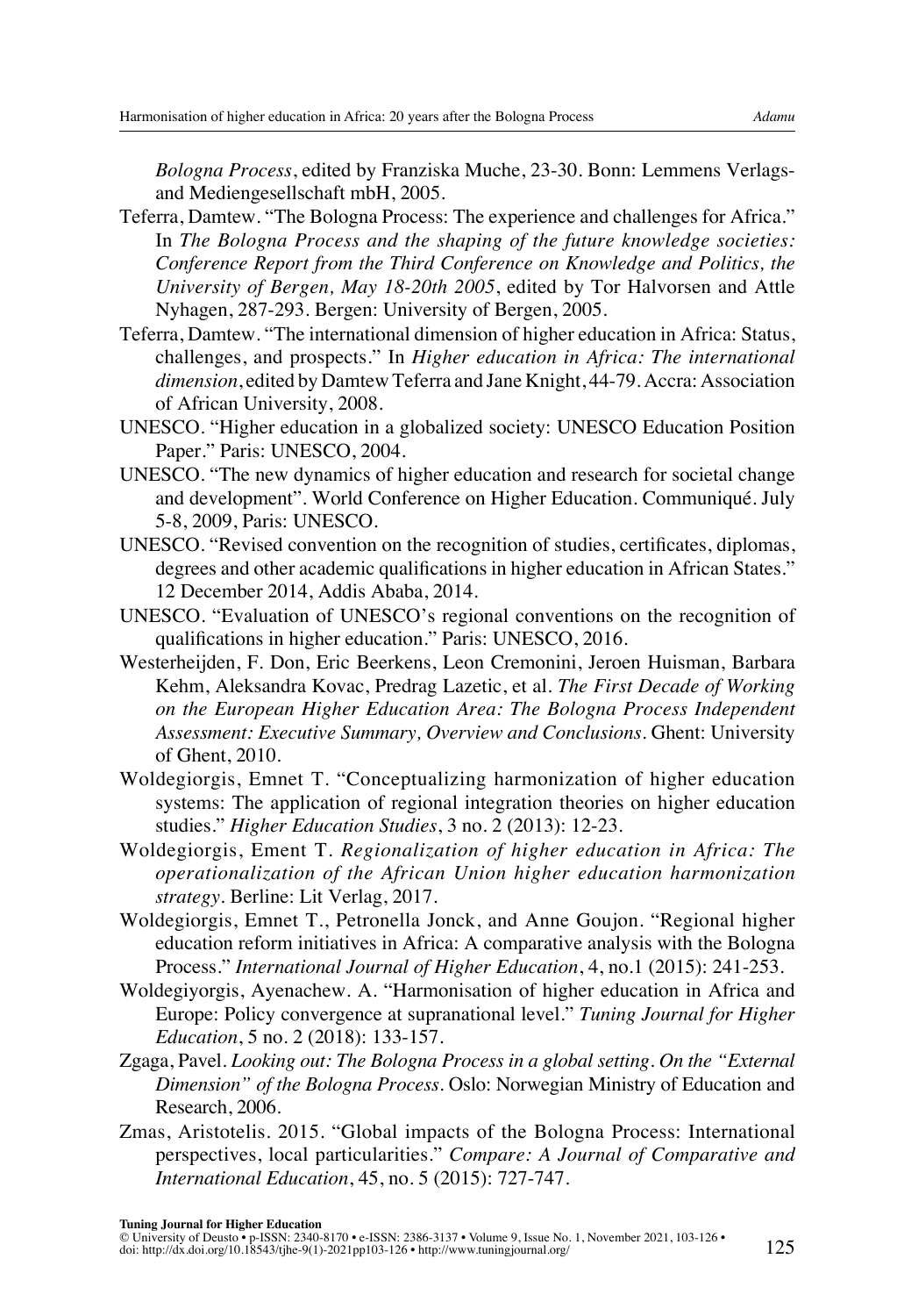*Bologna Process*, edited by Franziska Muche, 23-30. Bonn: Lemmens Verlags- and Mediengesellschaft mbH, 2005.

Teferra, Damtew. "The Bologna Process: The experience and challenges for Africa." In *The Bologna Process and the shaping of the future knowledge societies: Conference Report from the Third Conference on Knowledge and Politics, the University of Bergen, May 18-20th 2005*, edited by Tor Halvorsen and Attle Nyhagen, 287-293. Bergen: University of Bergen, 2005.

Teferra, Damtew. "The international dimension of higher education in Africa: Status, challenges, and prospects." In *Higher education in Africa: The international dimension*, edited by Damtew Teferra and Jane Knight, 44-79. Accra: Association of African University, 2008.

UNESCO. "Higher education in a globalized society: UNESCO Education Position Paper." Paris: UNESCO, 2004.

UNESCO. "The new dynamics of higher education and research for societal change and development". World Conference on Higher Education. Communiqué. July 5-8, 2009, Paris: UNESCO.

UNESCO. "Revised convention on the recognition of studies, certificates, diplomas, degrees and other academic qualifications in higher education in African States." 12 December 2014, Addis Ababa, 2014.

UNESCO. "Evaluation of UNESCO's regional conventions on the recognition of qualifications in higher education." Paris: UNESCO, 2016.

Westerheijden, F. Don, Eric Beerkens, Leon Cremonini, Jeroen Huisman, Barbara Kehm, Aleksandra Kovac, Predrag Lazetic, et al. *The First Decade of Working on the European Higher Education Area: The Bologna Process Independent Assessment: Executive Summary, Overview and Conclusions*. Ghent: University of Ghent, 2010.

Woldegiorgis, Emnet T. "Conceptualizing harmonization of higher education systems: The application of regional integration theories on higher education studies." *Higher Education Studies*, 3 no. 2 (2013): 12-23.

Woldegiorgis, Ement T. *Regionalization of higher education in Africa: The operationalization of the African Union higher education harmonization strategy*. Berline: Lit Verlag, 2017.

Woldegiorgis, Emnet T., Petronella Jonck, and Anne Goujon. "Regional higher education reform initiatives in Africa: A comparative analysis with the Bologna Process." *International Journal of Higher Education*, 4, no.1 (2015): 241-253.

Woldegiyorgis, Ayenachew. A. "Harmonisation of higher education in Africa and Europe: Policy convergence at supranational level." *Tuning Journal for Higher Education*, 5 no. 2 (2018): 133-157.

Zgaga, Pavel. *Looking out: The Bologna Process in a global setting. On the "External Dimension" of the Bologna Process*. Oslo: Norwegian Ministry of Education and Research, 2006.

Zmas, Aristotelis. 2015. "Global impacts of the Bologna Process: International perspectives, local particularities." *Compare: A Journal of Comparative and International Education*, 45, no. 5 (2015): 727-747.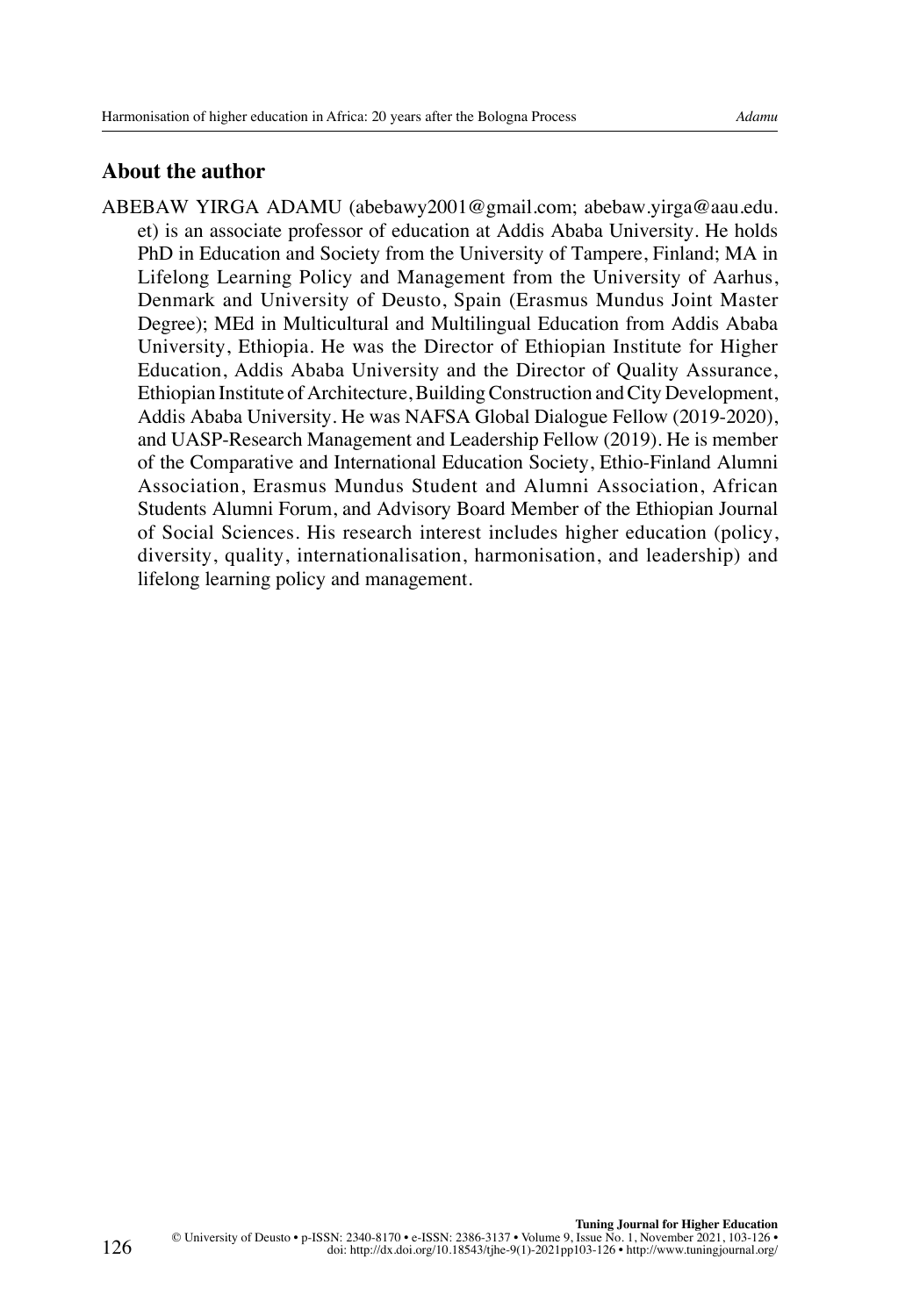## About the author

ABEBAW YIRGA ADAMU (abebawy2001@gmail.com; abebaw.yirga@aau.edu.et) is an associate professor of education at Addis Ababa University. He holds PhD in Education and Society from the University of Tampere, Finland; MA in Lifelong Learning Policy and Management from the University of Aarhus, Denmark and University of Deusto, Spain (Erasmus Mundus Joint Master Degree); MEd in Multicultural and Multilingual Education from Addis Ababa University, Ethiopia. He was the Director of Ethiopian Institute for Higher Education, Addis Ababa University and the Director of Quality Assurance, Ethiopian Institute of Architecture, Building Construction and City Development, Addis Ababa University. He was NAFSA Global Dialogue Fellow (2019-2020), and UASP-Research Management and Leadership Fellow (2019). He is member of the Comparative and International Education Society, Ethio-Finland Alumni Association, Erasmus Mundus Student and Alumni Association, African Students Alumni Forum, and Advisory Board Member of the Ethiopian Journal of Social Sciences. His research interest includes higher education (policy, diversity, quality, internationalisation, harmonisation, and leadership) and lifelong learning policy and management.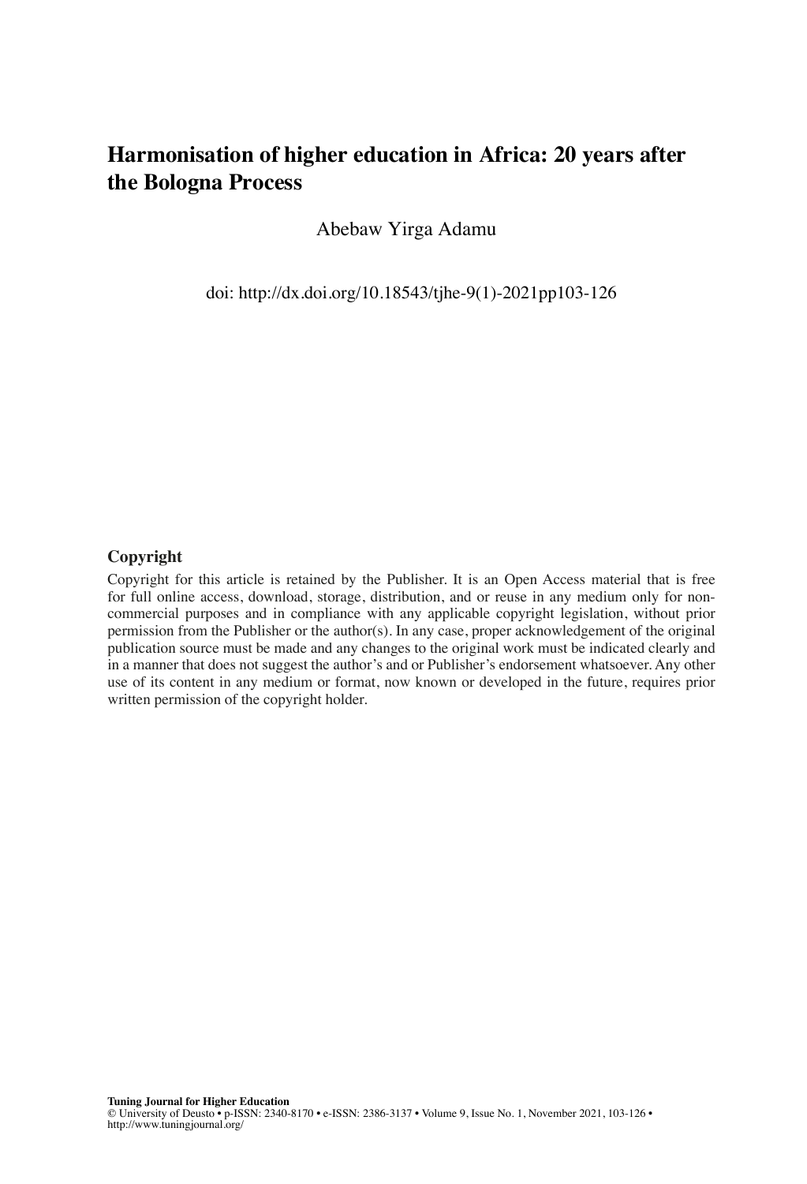# Harmonisation of higher education in Africa: 20 years after the Bologna Process

Abebaw Yirga Adamu

doi: http://dx.doi.org/10.18543/tjhe-9(1)-2021pp103-126

### Copyright

Copyright for this article is retained by the Publisher. It is an Open Access material that is free for full online access, download, storage, distribution, and or reuse in any medium only for non-commercial purposes and in compliance with any applicable copyright legislation, without prior permission from the Publisher or the author(s). In any case, proper acknowledgement of the original publication source must be made and any changes to the original work must be indicated clearly and in a manner that does not suggest the author's and or Publisher's endorsement whatsoever. Any other use of its content in any medium or format, now known or developed in the future, requires prior written permission of the copyright holder.